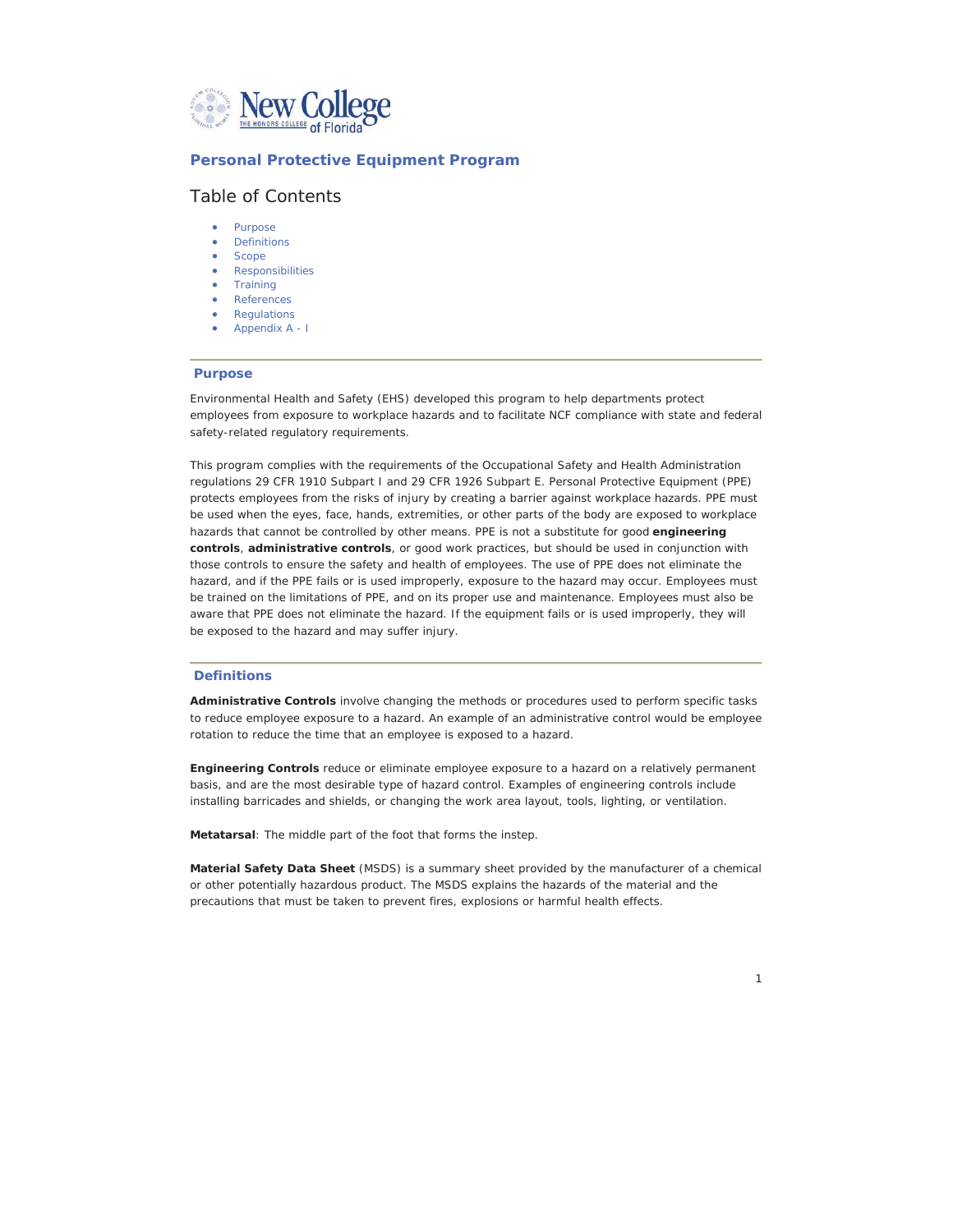# Personal Protective Equipment Program

## Table of Contents

- Purpose
- Definitions
- Scope
- Responsibilities
- Training
- References
- Regulations
- Appendix A - I

---

## Purpose

Environmental Health and Safety (EHS) developed this program to help departments protect employees from exposure to workplace hazards and to facilitate NCF compliance with state and federal safety-related regulatory requirements.

This program complies with the requirements of the Occupational Safety and Health Administration regulations 29 CFR 1910 Subpart I and 29 CFR 1926 Subpart E. Personal Protective Equipment (PPE) protects employees from the risks of injury by creating a barrier against workplace hazards. PPE must be used when the eyes, face, hands, extremities, or other parts of the body are exposed to workplace hazards that cannot be controlled by other means. PPE is not a substitute for good **engineering controls**, **administrative controls**, or good work practices, but should be used in conjunction with those controls to ensure the safety and health of employees. The use of PPE does not eliminate the hazard, and if the PPE fails or is used improperly, exposure to the hazard may occur. Employees must be trained on the limitations of PPE, and on its proper use and maintenance. Employees must also be aware that PPE does not eliminate the hazard. If the equipment fails or is used improperly, they will be exposed to the hazard and may suffer injury.

---

## Definitions

**Administrative Controls** involve changing the methods or procedures used to perform specific tasks to reduce employee exposure to a hazard. An example of an administrative control would be employee rotation to reduce the time that an employee is exposed to a hazard.

**Engineering Controls** reduce or eliminate employee exposure to a hazard on a relatively permanent basis, and are the most desirable type of hazard control. Examples of engineering controls include installing barricades and shields, or changing the work area layout, tools, lighting, or ventilation.

**Metatarsal**: The middle part of the foot that forms the instep.

**Material Safety Data Sheet** (MSDS) is a summary sheet provided by the manufacturer of a chemical or other potentially hazardous product. The MSDS explains the hazards of the material and the precautions that must be taken to prevent fires, explosions or harmful health effects.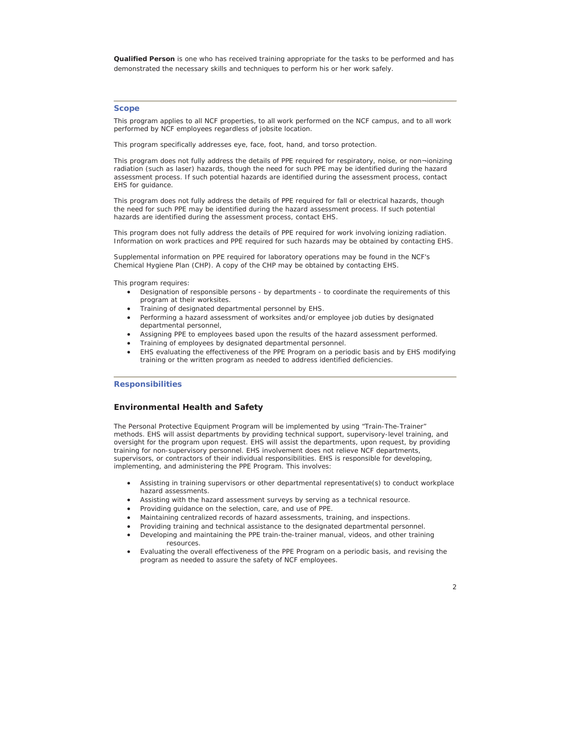**Qualified Person** is one who has received training appropriate for the tasks to be performed and has demonstrated the necessary skills and techniques to perform his or her work safely.

## Scope

This program applies to all NCF properties, to all work performed on the NCF campus, and to all work performed by NCF employees regardless of jobsite location.

This program specifically addresses eye, face, foot, hand, and torso protection.

This program does not fully address the details of PPE required for respiratory, noise, or non¬ionizing radiation (such as laser) hazards, though the need for such PPE may be identified during the hazard assessment process. If such potential hazards are identified during the assessment process, contact EHS for guidance.

This program does not fully address the details of PPE required for fall or electrical hazards, though the need for such PPE may be identified during the hazard assessment process. If such potential hazards are identified during the assessment process, contact EHS.

This program does not fully address the details of PPE required for work involving ionizing radiation. Information on work practices and PPE required for such hazards may be obtained by contacting EHS.

Supplemental information on PPE required for laboratory operations may be found in the NCF's Chemical Hygiene Plan (CHP). A copy of the CHP may be obtained by contacting EHS.

This program requires:

- Designation of responsible persons - by departments - to coordinate the requirements of this program at their worksites.
- Training of designated departmental personnel by EHS.
- Performing a hazard assessment of worksites and/or employee job duties by designated departmental personnel,
- Assigning PPE to employees based upon the results of the hazard assessment performed.
- Training of employees by designated departmental personnel.
- EHS evaluating the effectiveness of the PPE Program on a periodic basis and by EHS modifying training or the written program as needed to address identified deficiencies.

## Responsibilities

### Environmental Health and Safety

The Personal Protective Equipment Program will be implemented by using "Train-The-Trainer" methods. EHS will assist departments by providing technical support, supervisory-level training, and oversight for the program upon request. EHS will assist the departments, upon request, by providing training for non-supervisory personnel. EHS involvement does not relieve NCF departments, supervisors, or contractors of their individual responsibilities. EHS is responsible for developing, implementing, and administering the PPE Program. This involves:

- Assisting in training supervisors or other departmental representative(s) to conduct workplace hazard assessments.
- Assisting with the hazard assessment surveys by serving as a technical resource.
- Providing guidance on the selection, care, and use of PPE.
- Maintaining centralized records of hazard assessments, training, and inspections.
- Providing training and technical assistance to the designated departmental personnel.
- Developing and maintaining the PPE train-the-trainer manual, videos, and other training resources.
- Evaluating the overall effectiveness of the PPE Program on a periodic basis, and revising the program as needed to assure the safety of NCF employees.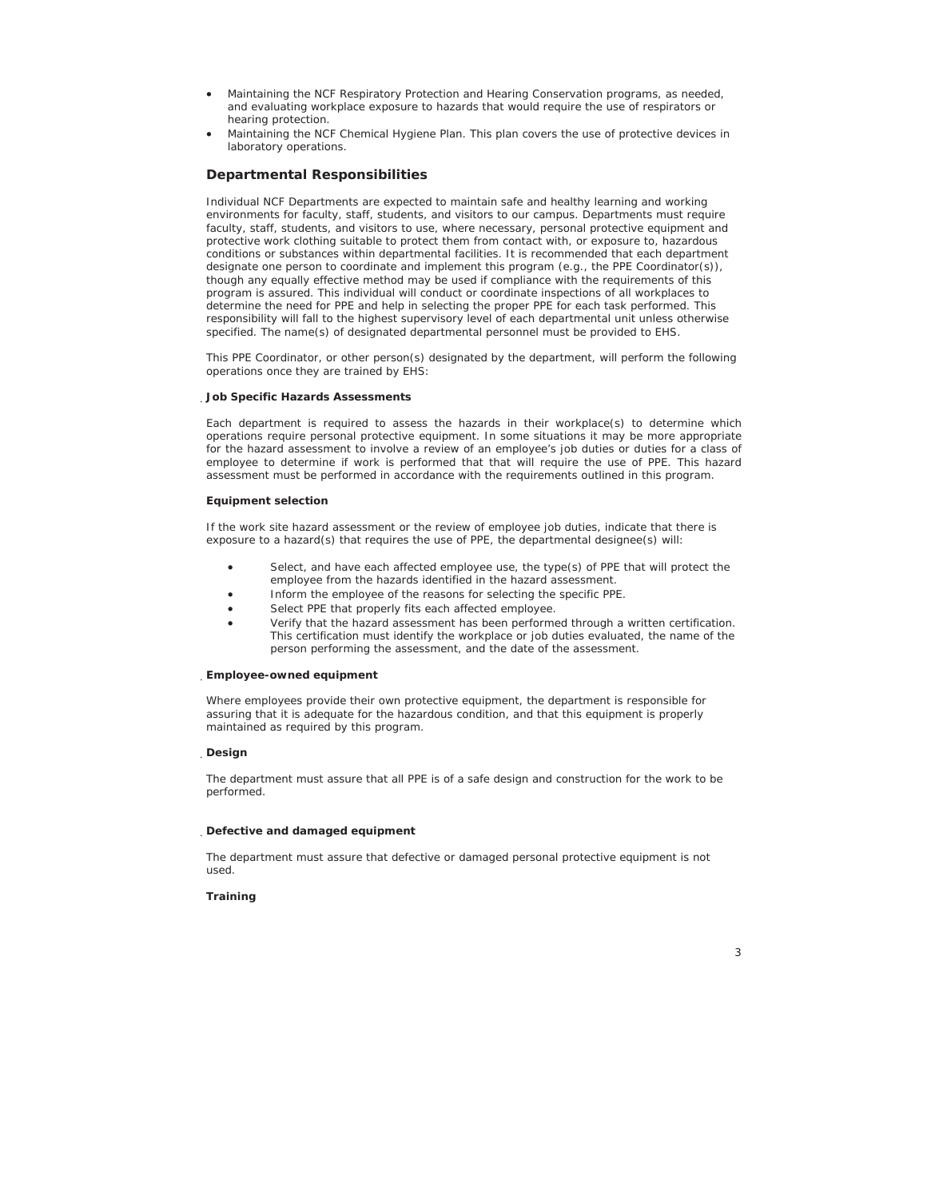- Maintaining the NCF Respiratory Protection and Hearing Conservation programs, as needed, and evaluating workplace exposure to hazards that would require the use of respirators or hearing protection.
- Maintaining the NCF Chemical Hygiene Plan. This plan covers the use of protective devices in laboratory operations.

## Departmental Responsibilities

Individual NCF Departments are expected to maintain safe and healthy learning and working environments for faculty, staff, students, and visitors to our campus. Departments must require faculty, staff, students, and visitors to use, where necessary, personal protective equipment and protective work clothing suitable to protect them from contact with, or exposure to, hazardous conditions or substances within departmental facilities. It is recommended that each department designate one person to coordinate and implement this program (e.g., the PPE Coordinator(s)), though any equally effective method may be used if compliance with the requirements of this program is assured. This individual will conduct or coordinate inspections of all workplaces to determine the need for PPE and help in selecting the proper PPE for each task performed. This responsibility will fall to the highest supervisory level of each departmental unit unless otherwise specified. The name(s) of designated departmental personnel must be provided to EHS.

This PPE Coordinator, or other person(s) designated by the department, will perform the following operations once they are trained by EHS:

**Job Specific Hazards Assessments**

Each department is required to assess the hazards in their workplace(s) to determine which operations require personal protective equipment. In some situations it may be more appropriate for the hazard assessment to involve a review of an employee's job duties or duties for a class of employee to determine if work is performed that that will require the use of PPE. This hazard assessment must be performed in accordance with the requirements outlined in this program.

**Equipment selection**

If the work site hazard assessment or the review of employee job duties, indicate that there is exposure to a hazard(s) that requires the use of PPE, the departmental designee(s) will:

- Select, and have each affected employee use, the type(s) of PPE that will protect the employee from the hazards identified in the hazard assessment.
- Inform the employee of the reasons for selecting the specific PPE.
- Select PPE that properly fits each affected employee.
- Verify that the hazard assessment has been performed through a written certification. This certification must identify the workplace or job duties evaluated, the name of the person performing the assessment, and the date of the assessment.

**Employee-owned equipment**

Where employees provide their own protective equipment, the department is responsible for assuring that it is adequate for the hazardous condition, and that this equipment is properly maintained as required by this program.

**Design**

The department must assure that all PPE is of a safe design and construction for the work to be performed.

**Defective and damaged equipment**

The department must assure that defective or damaged personal protective equipment is not used.

**Training**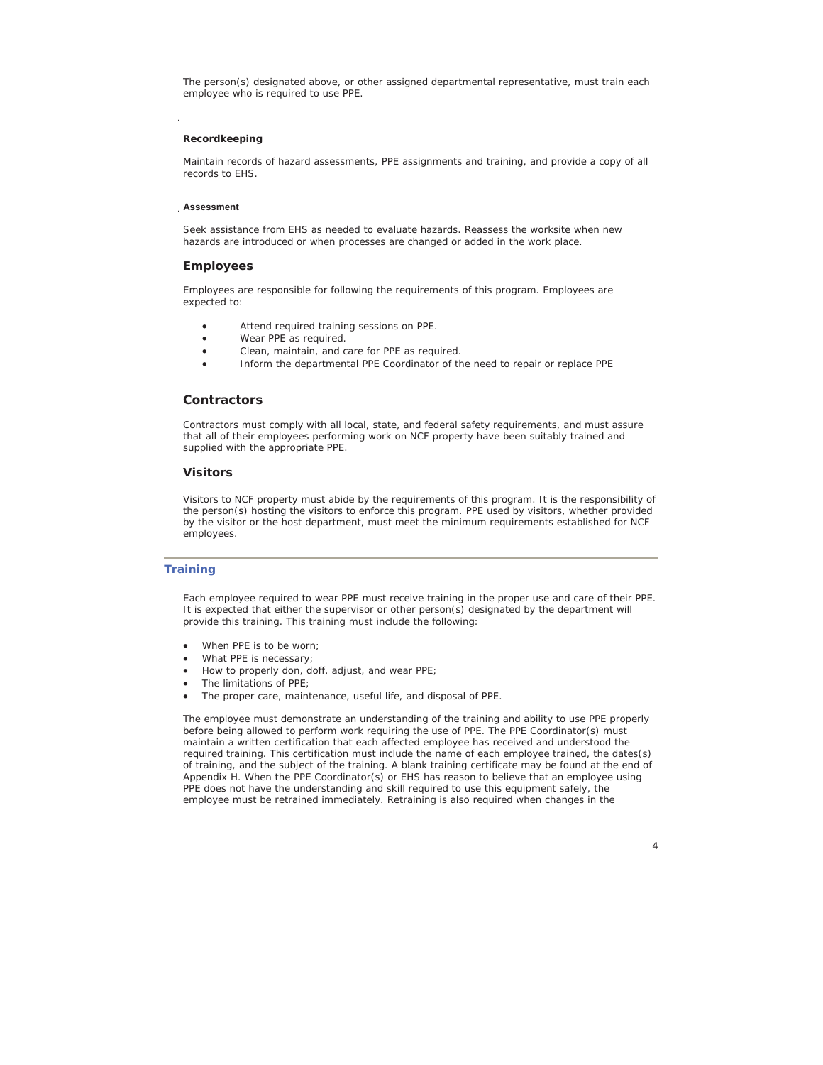The person(s) designated above, or other assigned departmental representative, must train each employee who is required to use PPE.

#### Recordkeeping

Maintain records of hazard assessments, PPE assignments and training, and provide a copy of all records to EHS.

#### Assessment

Seek assistance from EHS as needed to evaluate hazards. Reassess the worksite when new hazards are introduced or when processes are changed or added in the work place.

### Employees

Employees are responsible for following the requirements of this program. Employees are expected to:

- Attend required training sessions on PPE.
- Wear PPE as required.
- Clean, maintain, and care for PPE as required.
- Inform the departmental PPE Coordinator of the need to repair or replace PPE

### Contractors

Contractors must comply with all local, state, and federal safety requirements, and must assure that all of their employees performing work on NCF property have been suitably trained and supplied with the appropriate PPE.

### Visitors

Visitors to NCF property must abide by the requirements of this program. It is the responsibility of the person(s) hosting the visitors to enforce this program. PPE used by visitors, whether provided by the visitor or the host department, must meet the minimum requirements established for NCF employees.

## Training

Each employee required to wear PPE must receive training in the proper use and care of their PPE. It is expected that either the supervisor or other person(s) designated by the department will provide this training. This training must include the following:

- When PPE is to be worn;
- What PPE is necessary;
- How to properly don, doff, adjust, and wear PPE;
- The limitations of PPE;
- The proper care, maintenance, useful life, and disposal of PPE.

The employee must demonstrate an understanding of the training and ability to use PPE properly before being allowed to perform work requiring the use of PPE. The PPE Coordinator(s) must maintain a written certification that each affected employee has received and understood the required training. This certification must include the name of each employee trained, the dates(s) of training, and the subject of the training. A blank training certificate may be found at the end of Appendix H. When the PPE Coordinator(s) or EHS has reason to believe that an employee using PPE does not have the understanding and skill required to use this equipment safely, the employee must be retrained immediately. Retraining is also required when changes in the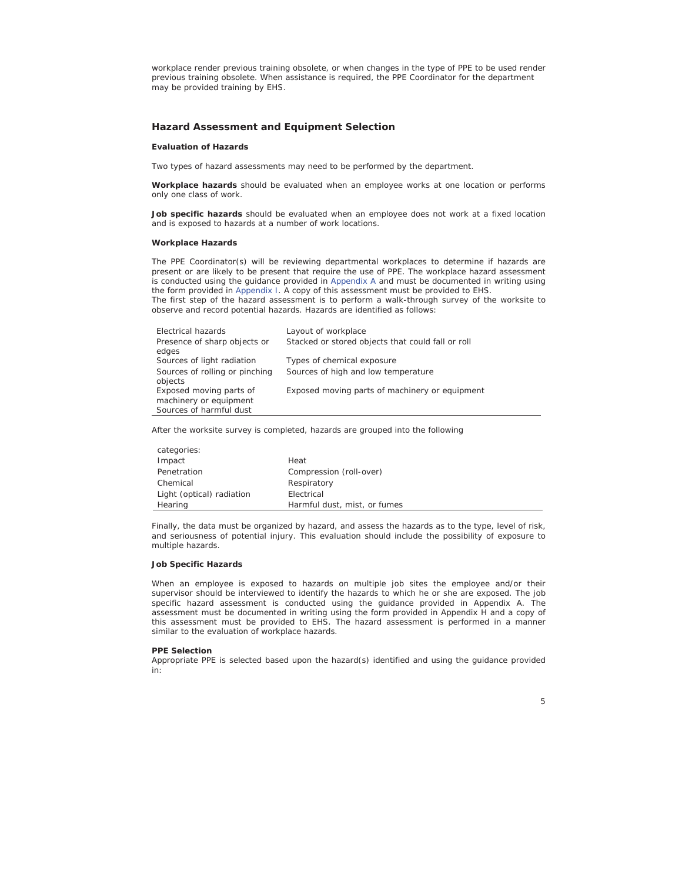workplace render previous training obsolete, or when changes in the type of PPE to be used render previous training obsolete. When assistance is required, the PPE Coordinator for the department may be provided training by EHS.

## Hazard Assessment and Equipment Selection

### Evaluation of Hazards

Two types of hazard assessments may need to be performed by the department.

**Workplace hazards** should be evaluated when an employee works at one location or performs only one class of work.

**Job specific hazards** should be evaluated when an employee does not work at a fixed location and is exposed to hazards at a number of work locations.

### Workplace Hazards

The PPE Coordinator(s) will be reviewing departmental workplaces to determine if hazards are present or are likely to be present that require the use of PPE. The workplace hazard assessment is conducted using the guidance provided in Appendix A and must be documented in writing using the form provided in Appendix I. A copy of this assessment must be provided to EHS.
The first step of the hazard assessment is to perform a walk-through survey of the worksite to observe and record potential hazards. Hazards are identified as follows:

| | |
|---|---|
| Electrical hazards | Layout of workplace |
| Presence of sharp objects or edges | Stacked or stored objects that could fall or roll |
| Sources of light radiation | Types of chemical exposure |
| Sources of rolling or pinching objects | Sources of high and low temperature |
| Exposed moving parts of machinery or equipment | Exposed moving parts of machinery or equipment |
| Sources of harmful dust | |

After the worksite survey is completed, hazards are grouped into the following categories:

| | |
|---|---|
| Impact | Heat |
| Penetration | Compression (roll-over) |
| Chemical | Respiratory |
| Light (optical) radiation | Electrical |
| Hearing | Harmful dust, mist, or fumes |

Finally, the data must be organized by hazard, and assess the hazards as to the type, level of risk, and seriousness of potential injury. This evaluation should include the possibility of exposure to multiple hazards.

### Job Specific Hazards

When an employee is exposed to hazards on multiple job sites the employee and/or their supervisor should be interviewed to identify the hazards to which he or she are exposed. The job specific hazard assessment is conducted using the guidance provided in Appendix A. The assessment must be documented in writing using the form provided in Appendix H and a copy of this assessment must be provided to EHS. The hazard assessment is performed in a manner similar to the evaluation of workplace hazards.

### PPE Selection

Appropriate PPE is selected based upon the hazard(s) identified and using the guidance provided in: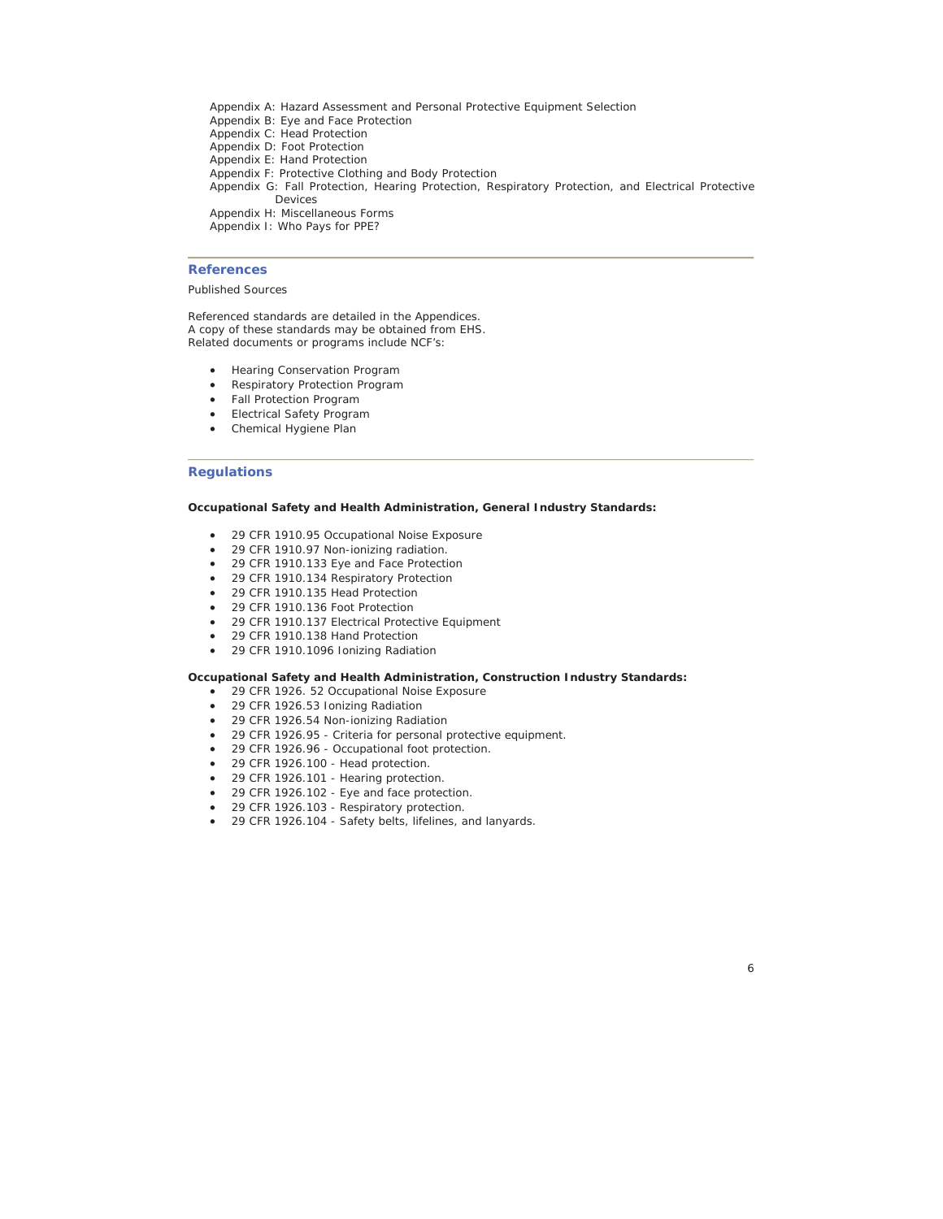Appendix A: Hazard Assessment and Personal Protective Equipment Selection
Appendix B: Eye and Face Protection
Appendix C: Head Protection
Appendix D: Foot Protection
Appendix E: Hand Protection
Appendix F: Protective Clothing and Body Protection
Appendix G: Fall Protection, Hearing Protection, Respiratory Protection, and Electrical Protective Devices
Appendix H: Miscellaneous Forms
Appendix I: Who Pays for PPE?

## References

Published Sources

Referenced standards are detailed in the Appendices.
A copy of these standards may be obtained from EHS.
Related documents or programs include NCF's:

- Hearing Conservation Program
- Respiratory Protection Program
- Fall Protection Program
- Electrical Safety Program
- Chemical Hygiene Plan

## Regulations

**Occupational Safety and Health Administration, General Industry Standards:**

- 29 CFR 1910.95 Occupational Noise Exposure
- 29 CFR 1910.97 Non-ionizing radiation.
- 29 CFR 1910.133 Eye and Face Protection
- 29 CFR 1910.134 Respiratory Protection
- 29 CFR 1910.135 Head Protection
- 29 CFR 1910.136 Foot Protection
- 29 CFR 1910.137 Electrical Protective Equipment
- 29 CFR 1910.138 Hand Protection
- 29 CFR 1910.1096 Ionizing Radiation

**Occupational Safety and Health Administration, Construction Industry Standards:**

- 29 CFR 1926. 52 Occupational Noise Exposure
- 29 CFR 1926.53 Ionizing Radiation
- 29 CFR 1926.54 Non-ionizing Radiation
- 29 CFR 1926.95 - Criteria for personal protective equipment.
- 29 CFR 1926.96 - Occupational foot protection.
- 29 CFR 1926.100 - Head protection.
- 29 CFR 1926.101 - Hearing protection.
- 29 CFR 1926.102 - Eye and face protection.
- 29 CFR 1926.103 - Respiratory protection.
- 29 CFR 1926.104 - Safety belts, lifelines, and lanyards.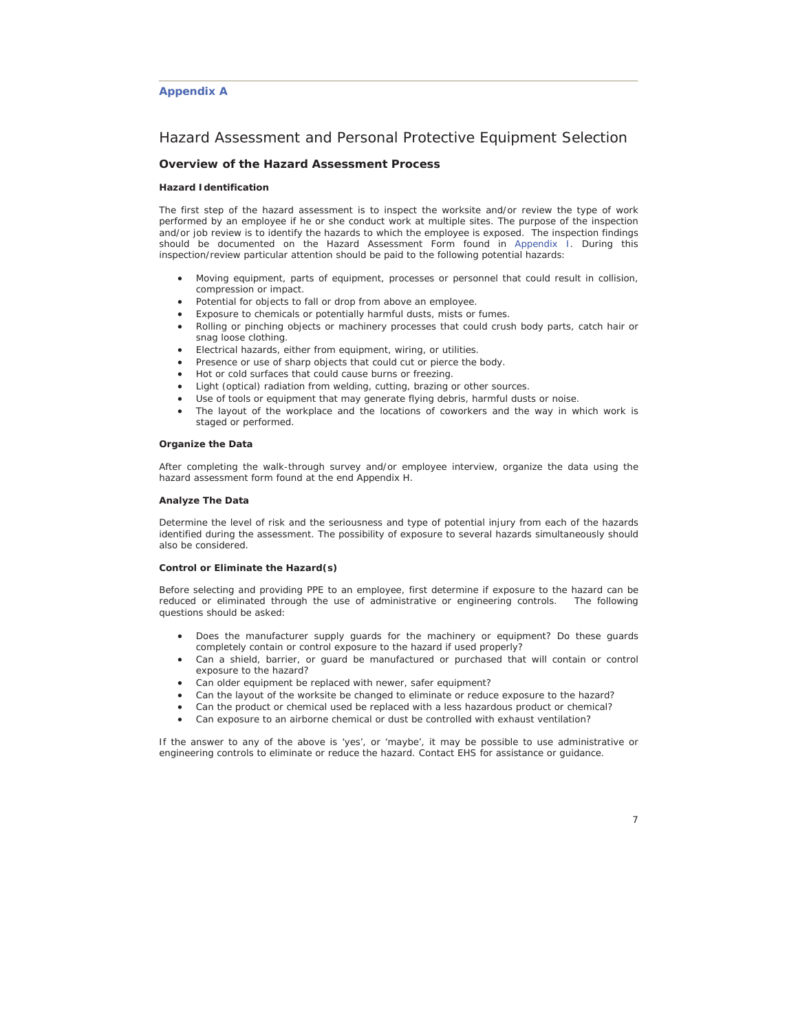**Appendix A**

# Hazard Assessment and Personal Protective Equipment Selection

## Overview of the Hazard Assessment Process

### Hazard Identification

The first step of the hazard assessment is to inspect the worksite and/or review the type of work performed by an employee if he or she conduct work at multiple sites. The purpose of the inspection and/or job review is to identify the hazards to which the employee is exposed. The inspection findings should be documented on the Hazard Assessment Form found in Appendix I. During this inspection/review particular attention should be paid to the following potential hazards:

- Moving equipment, parts of equipment, processes or personnel that could result in collision, compression or impact.
- Potential for objects to fall or drop from above an employee.
- Exposure to chemicals or potentially harmful dusts, mists or fumes.
- Rolling or pinching objects or machinery processes that could crush body parts, catch hair or snag loose clothing.
- Electrical hazards, either from equipment, wiring, or utilities.
- Presence or use of sharp objects that could cut or pierce the body.
- Hot or cold surfaces that could cause burns or freezing.
- Light (optical) radiation from welding, cutting, brazing or other sources.
- Use of tools or equipment that may generate flying debris, harmful dusts or noise.
- The layout of the workplace and the locations of coworkers and the way in which work is staged or performed.

### Organize the Data

After completing the walk-through survey and/or employee interview, organize the data using the hazard assessment form found at the end Appendix H.

### Analyze The Data

Determine the level of risk and the seriousness and type of potential injury from each of the hazards identified during the assessment. The possibility of exposure to several hazards simultaneously should also be considered.

### Control or Eliminate the Hazard(s)

Before selecting and providing PPE to an employee, first determine if exposure to the hazard can be reduced or eliminated through the use of administrative or engineering controls. The following questions should be asked:

- Does the manufacturer supply guards for the machinery or equipment? Do these guards completely contain or control exposure to the hazard if used properly?
- Can a shield, barrier, or guard be manufactured or purchased that will contain or control exposure to the hazard?
- Can older equipment be replaced with newer, safer equipment?
- Can the layout of the worksite be changed to eliminate or reduce exposure to the hazard?
- Can the product or chemical used be replaced with a less hazardous product or chemical?
- Can exposure to an airborne chemical or dust be controlled with exhaust ventilation?

If the answer to any of the above is 'yes', or 'maybe', it may be possible to use administrative or engineering controls to eliminate or reduce the hazard. Contact EHS for assistance or guidance.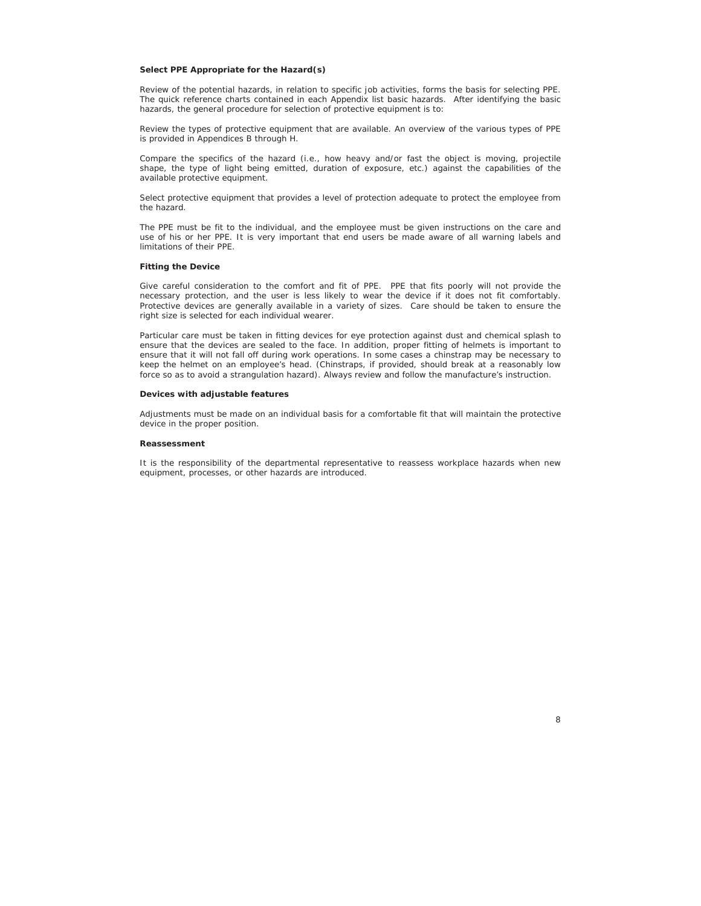### Select PPE Appropriate for the Hazard(s)

Review of the potential hazards, in relation to specific job activities, forms the basis for selecting PPE. The quick reference charts contained in each Appendix list basic hazards. After identifying the basic hazards, the general procedure for selection of protective equipment is to:

Review the types of protective equipment that are available. An overview of the various types of PPE is provided in Appendices B through H.

Compare the specifics of the hazard (i.e., how heavy and/or fast the object is moving, projectile shape, the type of light being emitted, duration of exposure, etc.) against the capabilities of the available protective equipment.

Select protective equipment that provides a level of protection adequate to protect the employee from the hazard.

The PPE must be fit to the individual, and the employee must be given instructions on the care and use of his or her PPE. It is very important that end users be made aware of all warning labels and limitations of their PPE.

### Fitting the Device

Give careful consideration to the comfort and fit of PPE. PPE that fits poorly will not provide the necessary protection, and the user is less likely to wear the device if it does not fit comfortably. Protective devices are generally available in a variety of sizes. Care should be taken to ensure the right size is selected for each individual wearer.

Particular care must be taken in fitting devices for eye protection against dust and chemical splash to ensure that the devices are sealed to the face. In addition, proper fitting of helmets is important to ensure that it will not fall off during work operations. In some cases a chinstrap may be necessary to keep the helmet on an employee's head. (Chinstraps, if provided, should break at a reasonably low force so as to avoid a strangulation hazard). Always review and follow the manufacture's instruction.

### Devices with adjustable features

Adjustments must be made on an individual basis for a comfortable fit that will maintain the protective device in the proper position.

### Reassessment

It is the responsibility of the departmental representative to reassess workplace hazards when new equipment, processes, or other hazards are introduced.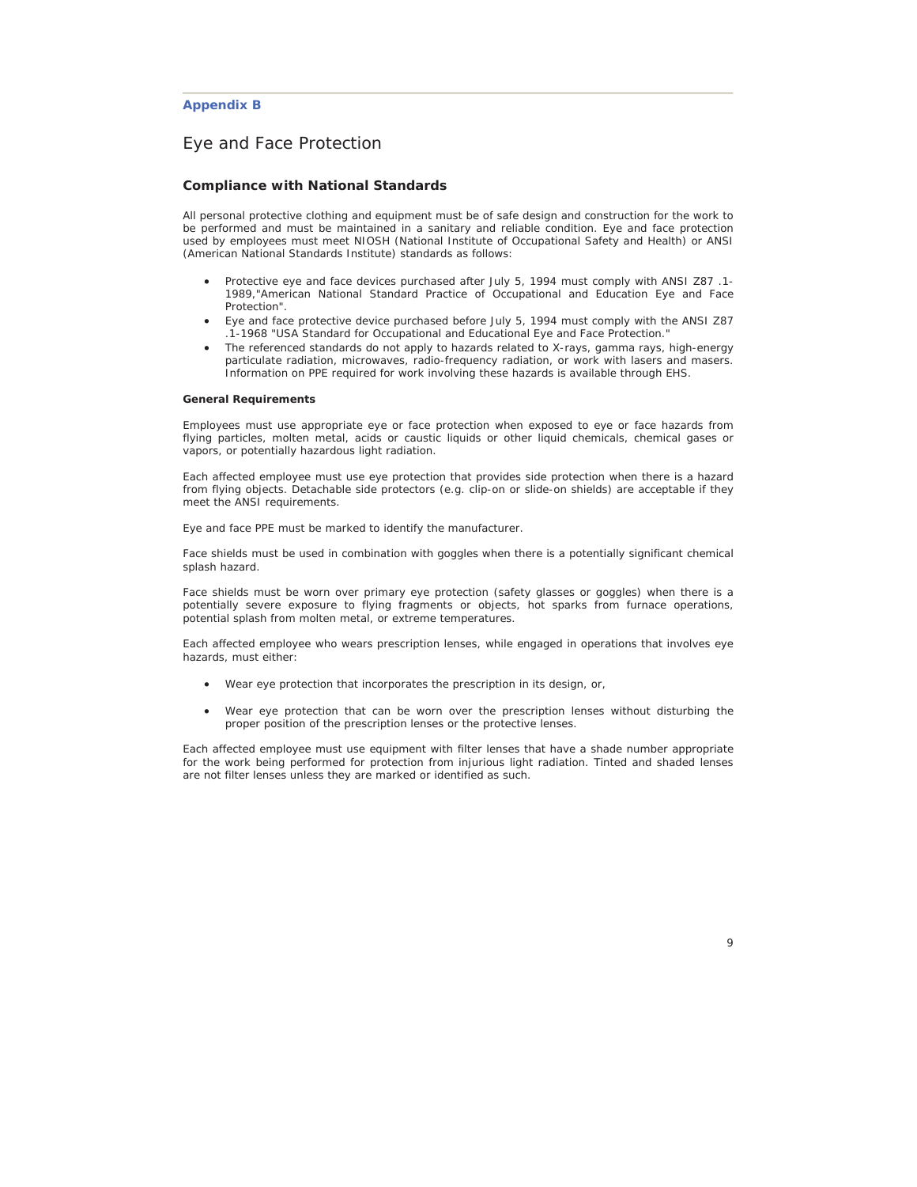**Appendix B**

# Eye and Face Protection

## Compliance with National Standards

All personal protective clothing and equipment must be of safe design and construction for the work to be performed and must be maintained in a sanitary and reliable condition. Eye and face protection used by employees must meet NIOSH (National Institute of Occupational Safety and Health) or ANSI (American National Standards Institute) standards as follows:

- Protective eye and face devices purchased after July 5, 1994 must comply with ANSI Z87 .1-1989,"American National Standard Practice of Occupational and Education Eye and Face Protection".
- Eye and face protective device purchased before July 5, 1994 must comply with the ANSI Z87 .1-1968 "USA Standard for Occupational and Educational Eye and Face Protection."
- The referenced standards do not apply to hazards related to X-rays, gamma rays, high-energy particulate radiation, microwaves, radio-frequency radiation, or work with lasers and masers. Information on PPE required for work involving these hazards is available through EHS.

### General Requirements

Employees must use appropriate eye or face protection when exposed to eye or face hazards from flying particles, molten metal, acids or caustic liquids or other liquid chemicals, chemical gases or vapors, or potentially hazardous light radiation.

Each affected employee must use eye protection that provides side protection when there is a hazard from flying objects. Detachable side protectors (e.g. clip-on or slide-on shields) are acceptable if they meet the ANSI requirements.

Eye and face PPE must be marked to identify the manufacturer.

Face shields must be used in combination with goggles when there is a potentially significant chemical splash hazard.

Face shields must be worn over primary eye protection (safety glasses or goggles) when there is a potentially severe exposure to flying fragments or objects, hot sparks from furnace operations, potential splash from molten metal, or extreme temperatures.

Each affected employee who wears prescription lenses, while engaged in operations that involves eye hazards, must either:

- Wear eye protection that incorporates the prescription in its design, or,
- Wear eye protection that can be worn over the prescription lenses without disturbing the proper position of the prescription lenses or the protective lenses.

Each affected employee must use equipment with filter lenses that have a shade number appropriate for the work being performed for protection from injurious light radiation. Tinted and shaded lenses are not filter lenses unless they are marked or identified as such.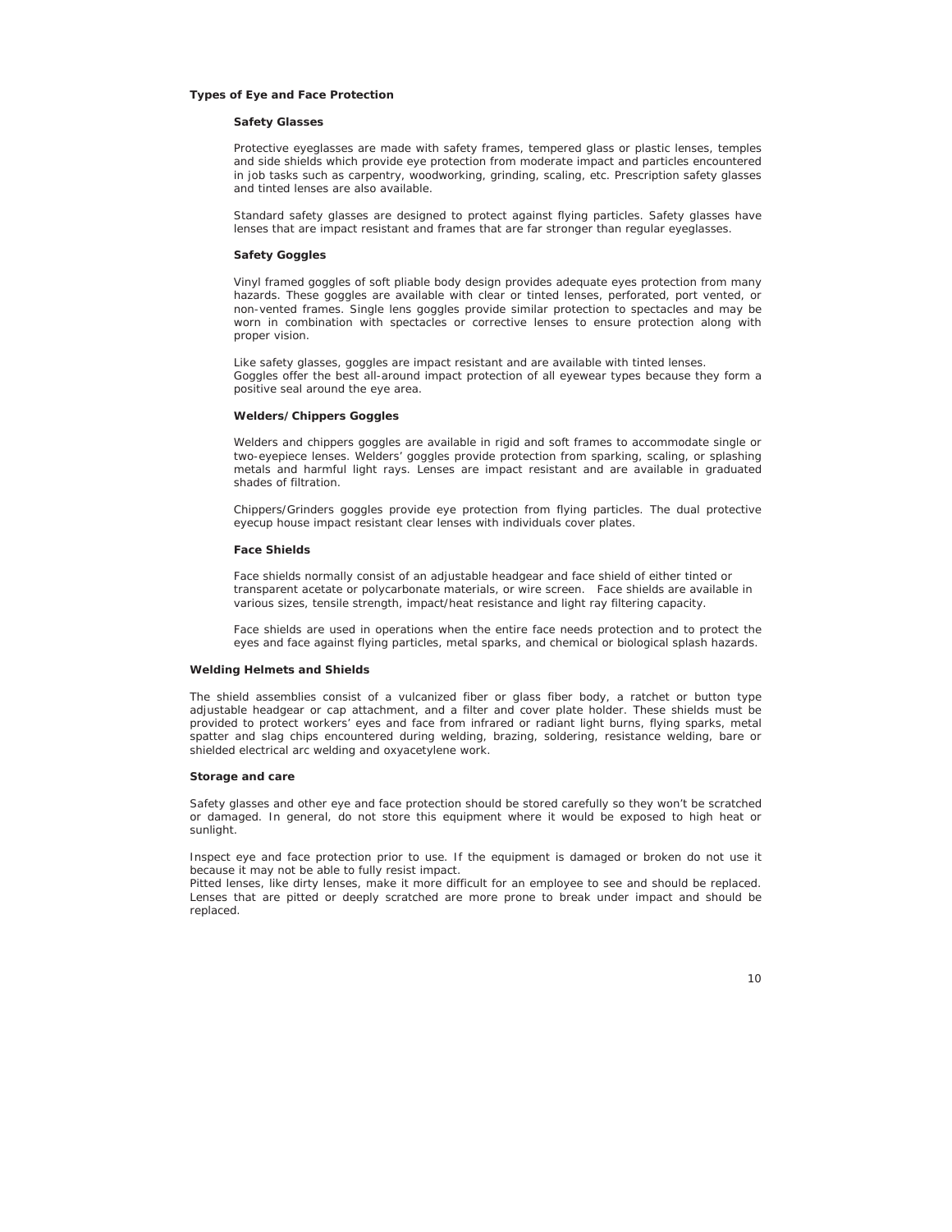## Types of Eye and Face Protection

### Safety Glasses

Protective eyeglasses are made with safety frames, tempered glass or plastic lenses, temples and side shields which provide eye protection from moderate impact and particles encountered in job tasks such as carpentry, woodworking, grinding, scaling, etc. Prescription safety glasses and tinted lenses are also available.

Standard safety glasses are designed to protect against flying particles. Safety glasses have lenses that are impact resistant and frames that are far stronger than regular eyeglasses.

### Safety Goggles

Vinyl framed goggles of soft pliable body design provides adequate eyes protection from many hazards. These goggles are available with clear or tinted lenses, perforated, port vented, or non-vented frames. Single lens goggles provide similar protection to spectacles and may be worn in combination with spectacles or corrective lenses to ensure protection along with proper vision.

Like safety glasses, goggles are impact resistant and are available with tinted lenses.
Goggles offer the best all-around impact protection of all eyewear types because they form a positive seal around the eye area.

### Welders/Chippers Goggles

Welders and chippers goggles are available in rigid and soft frames to accommodate single or two-eyepiece lenses. Welders' goggles provide protection from sparking, scaling, or splashing metals and harmful light rays. Lenses are impact resistant and are available in graduated shades of filtration.

Chippers/Grinders goggles provide eye protection from flying particles. The dual protective eyecup house impact resistant clear lenses with individuals cover plates.

### Face Shields

Face shields normally consist of an adjustable headgear and face shield of either tinted or transparent acetate or polycarbonate materials, or wire screen. Face shields are available in various sizes, tensile strength, impact/heat resistance and light ray filtering capacity.

Face shields are used in operations when the entire face needs protection and to protect the eyes and face against flying particles, metal sparks, and chemical or biological splash hazards.

## Welding Helmets and Shields

The shield assemblies consist of a vulcanized fiber or glass fiber body, a ratchet or button type adjustable headgear or cap attachment, and a filter and cover plate holder. These shields must be provided to protect workers' eyes and face from infrared or radiant light burns, flying sparks, metal spatter and slag chips encountered during welding, brazing, soldering, resistance welding, bare or shielded electrical arc welding and oxyacetylene work.

## Storage and care

Safety glasses and other eye and face protection should be stored carefully so they won't be scratched or damaged. In general, do not store this equipment where it would be exposed to high heat or sunlight.

Inspect eye and face protection prior to use. If the equipment is damaged or broken do not use it because it may not be able to fully resist impact.
Pitted lenses, like dirty lenses, make it more difficult for an employee to see and should be replaced. Lenses that are pitted or deeply scratched are more prone to break under impact and should be replaced.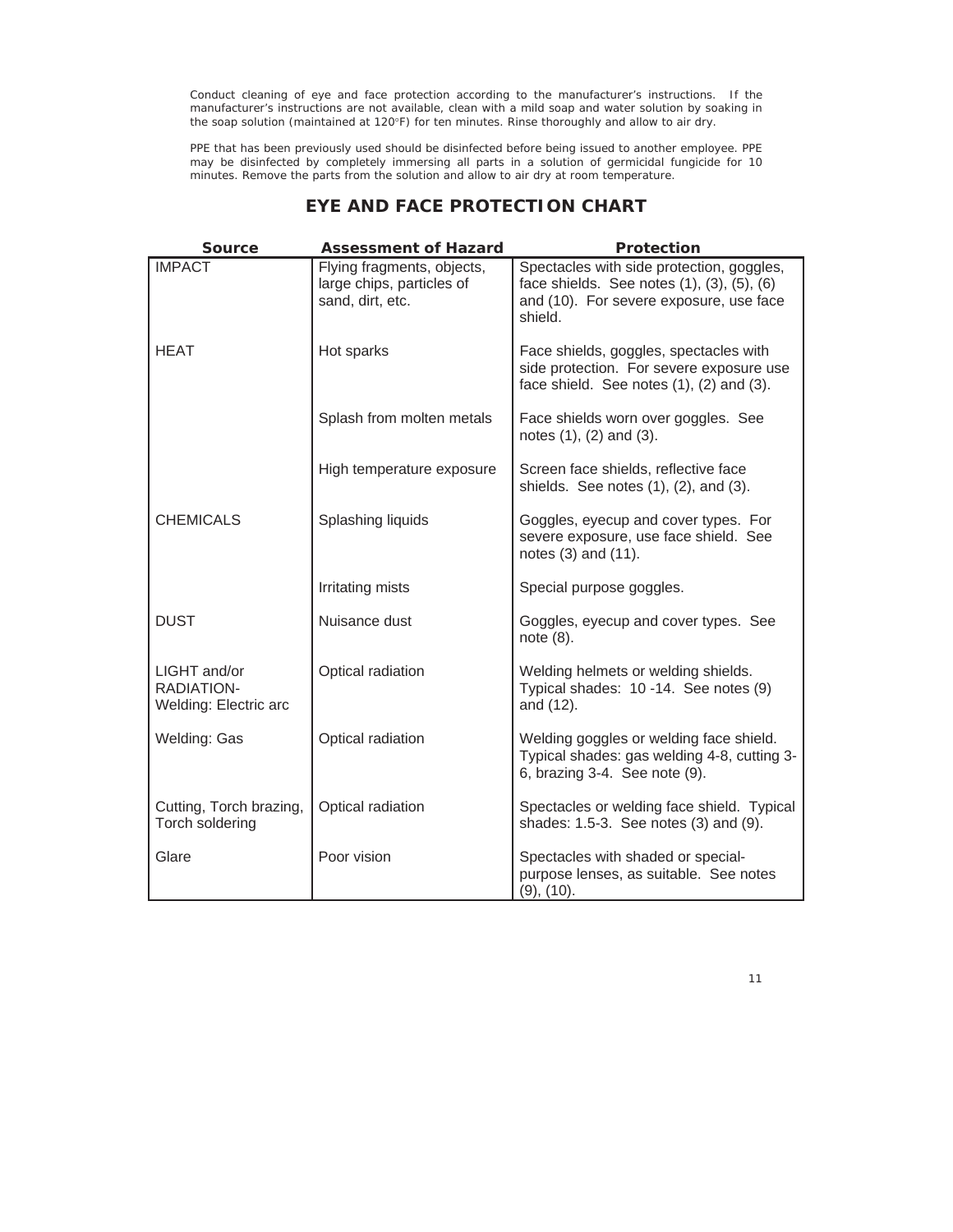Conduct cleaning of eye and face protection according to the manufacturer's instructions. If the manufacturer's instructions are not available, clean with a mild soap and water solution by soaking in the soap solution (maintained at 120°F) for ten minutes. Rinse thoroughly and allow to air dry.

PPE that has been previously used should be disinfected before being issued to another employee. PPE may be disinfected by completely immersing all parts in a solution of germicidal fungicide for 10 minutes. Remove the parts from the solution and allow to air dry at room temperature.

## EYE AND FACE PROTECTION CHART

| Source | Assessment of Hazard | Protection |
|---|---|---|
| IMPACT | Flying fragments, objects, large chips, particles of sand, dirt, etc. | Spectacles with side protection, goggles, face shields. See notes (1), (3), (5), (6) and (10). For severe exposure, use face shield. |
| HEAT | Hot sparks | Face shields, goggles, spectacles with side protection. For severe exposure use face shield. See notes (1), (2) and (3). |
| | Splash from molten metals | Face shields worn over goggles. See notes (1), (2) and (3). |
| | High temperature exposure | Screen face shields, reflective face shields. See notes (1), (2), and (3). |
| CHEMICALS | Splashing liquids | Goggles, eyecup and cover types. For severe exposure, use face shield. See notes (3) and (11). |
| | Irritating mists | Special purpose goggles. |
| DUST | Nuisance dust | Goggles, eyecup and cover types. See note (8). |
| LIGHT and/or RADIATION- Welding: Electric arc | Optical radiation | Welding helmets or welding shields. Typical shades: 10 -14. See notes (9) and (12). |
| Welding: Gas | Optical radiation | Welding goggles or welding face shield. Typical shades: gas welding 4-8, cutting 3-6, brazing 3-4. See note (9). |
| Cutting, Torch brazing, Torch soldering | Optical radiation | Spectacles or welding face shield. Typical shades: 1.5-3. See notes (3) and (9). |
| Glare | Poor vision | Spectacles with shaded or special-purpose lenses, as suitable. See notes (9), (10). |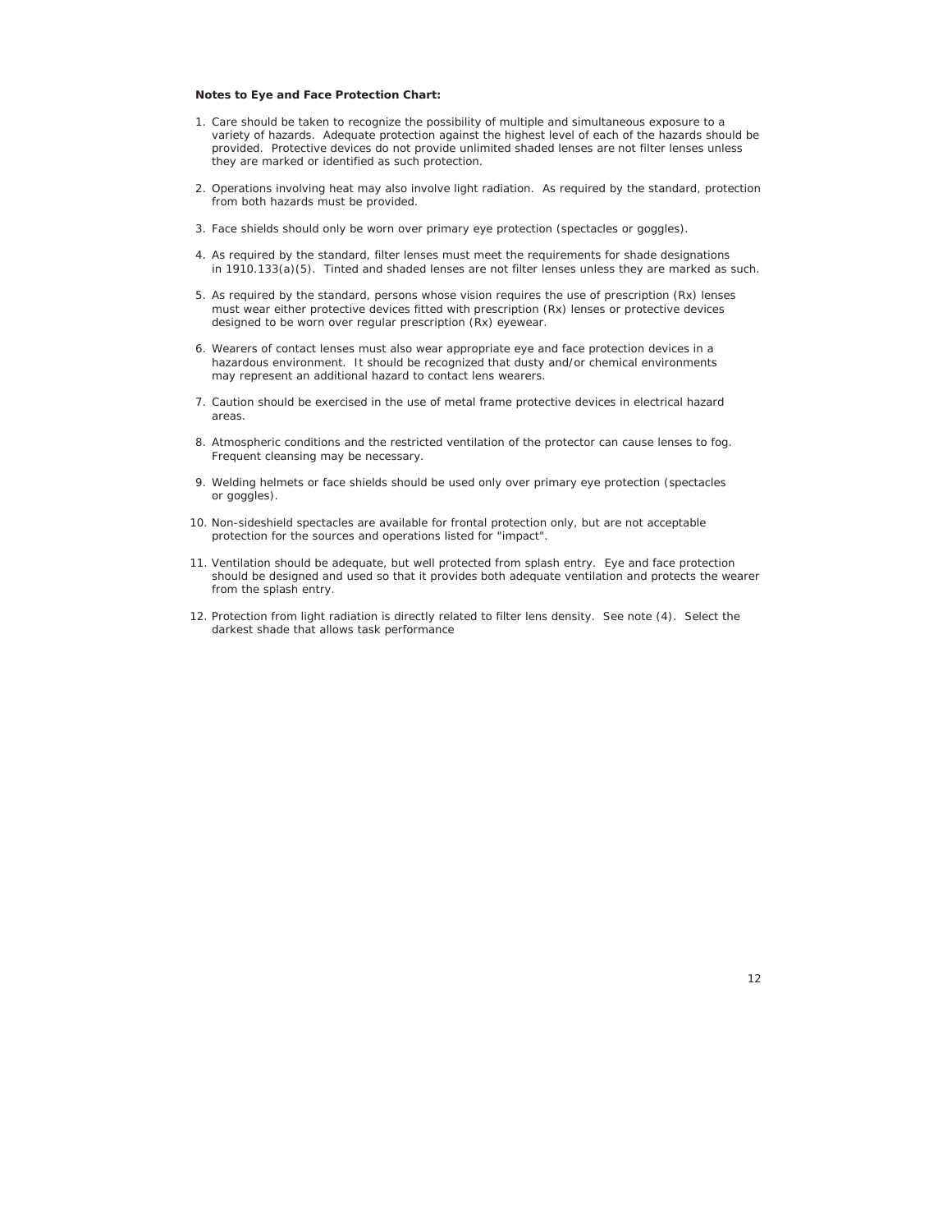**Notes to Eye and Face Protection Chart:**

1. Care should be taken to recognize the possibility of multiple and simultaneous exposure to a variety of hazards. Adequate protection against the highest level of each of the hazards should be provided. Protective devices do not provide unlimited shaded lenses are not filter lenses unless they are marked or identified as such protection.

2. Operations involving heat may also involve light radiation. As required by the standard, protection from both hazards must be provided.

3. Face shields should only be worn over primary eye protection (spectacles or goggles).

4. As required by the standard, filter lenses must meet the requirements for shade designations in 1910.133(a)(5). Tinted and shaded lenses are not filter lenses unless they are marked as such.

5. As required by the standard, persons whose vision requires the use of prescription (Rx) lenses must wear either protective devices fitted with prescription (Rx) lenses or protective devices designed to be worn over regular prescription (Rx) eyewear.

6. Wearers of contact lenses must also wear appropriate eye and face protection devices in a hazardous environment. It should be recognized that dusty and/or chemical environments may represent an additional hazard to contact lens wearers.

7. Caution should be exercised in the use of metal frame protective devices in electrical hazard areas.

8. Atmospheric conditions and the restricted ventilation of the protector can cause lenses to fog. Frequent cleansing may be necessary.

9. Welding helmets or face shields should be used only over primary eye protection (spectacles or goggles).

10. Non-sideshield spectacles are available for frontal protection only, but are not acceptable protection for the sources and operations listed for "impact".

11. Ventilation should be adequate, but well protected from splash entry. Eye and face protection should be designed and used so that it provides both adequate ventilation and protects the wearer from the splash entry.

12. Protection from light radiation is directly related to filter lens density. See note (4). Select the darkest shade that allows task performance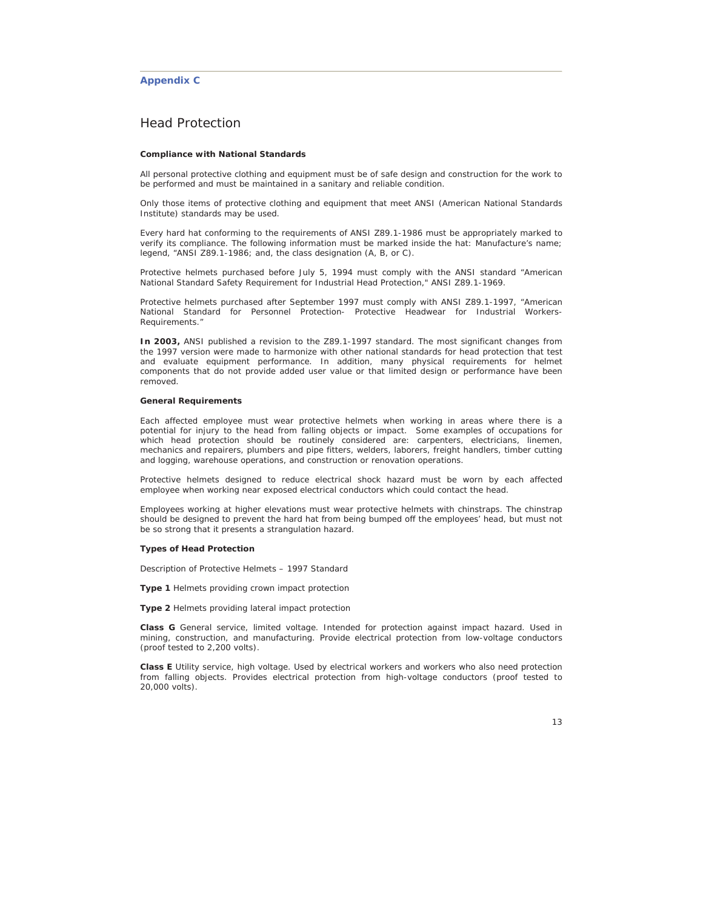## Appendix C

# Head Protection

**Compliance with National Standards**

All personal protective clothing and equipment must be of safe design and construction for the work to be performed and must be maintained in a sanitary and reliable condition.

Only those items of protective clothing and equipment that meet ANSI (American National Standards Institute) standards may be used.

Every hard hat conforming to the requirements of ANSI Z89.1-1986 must be appropriately marked to verify its compliance. The following information must be marked inside the hat: Manufacture's name; legend, "ANSI Z89.1-1986; and, the class designation (A, B, or C).

Protective helmets purchased before July 5, 1994 must comply with the ANSI standard "American National Standard Safety Requirement for Industrial Head Protection," ANSI Z89.1-1969.

Protective helmets purchased after September 1997 must comply with ANSI Z89.1-1997, "American National Standard for Personnel Protection- Protective Headwear for Industrial Workers-Requirements."

**In 2003,** ANSI published a revision to the Z89.1-1997 standard. The most significant changes from the 1997 version were made to harmonize with other national standards for head protection that test and evaluate equipment performance. In addition, many physical requirements for helmet components that do not provide added user value or that limited design or performance have been removed.

**General Requirements**

Each affected employee must wear protective helmets when working in areas where there is a potential for injury to the head from falling objects or impact. Some examples of occupations for which head protection should be routinely considered are: carpenters, electricians, linemen, mechanics and repairers, plumbers and pipe fitters, welders, laborers, freight handlers, timber cutting and logging, warehouse operations, and construction or renovation operations.

Protective helmets designed to reduce electrical shock hazard must be worn by each affected employee when working near exposed electrical conductors which could contact the head.

Employees working at higher elevations must wear protective helmets with chinstraps. The chinstrap should be designed to prevent the hard hat from being bumped off the employees' head, but must not be so strong that it presents a strangulation hazard.

**Types of Head Protection**

Description of Protective Helmets – 1997 Standard

**Type 1** Helmets providing crown impact protection

**Type 2** Helmets providing lateral impact protection

**Class G** General service, limited voltage. Intended for protection against impact hazard. Used in mining, construction, and manufacturing. Provide electrical protection from low-voltage conductors (proof tested to 2,200 volts).

**Class E** Utility service, high voltage. Used by electrical workers and workers who also need protection from falling objects. Provides electrical protection from high-voltage conductors (proof tested to 20,000 volts).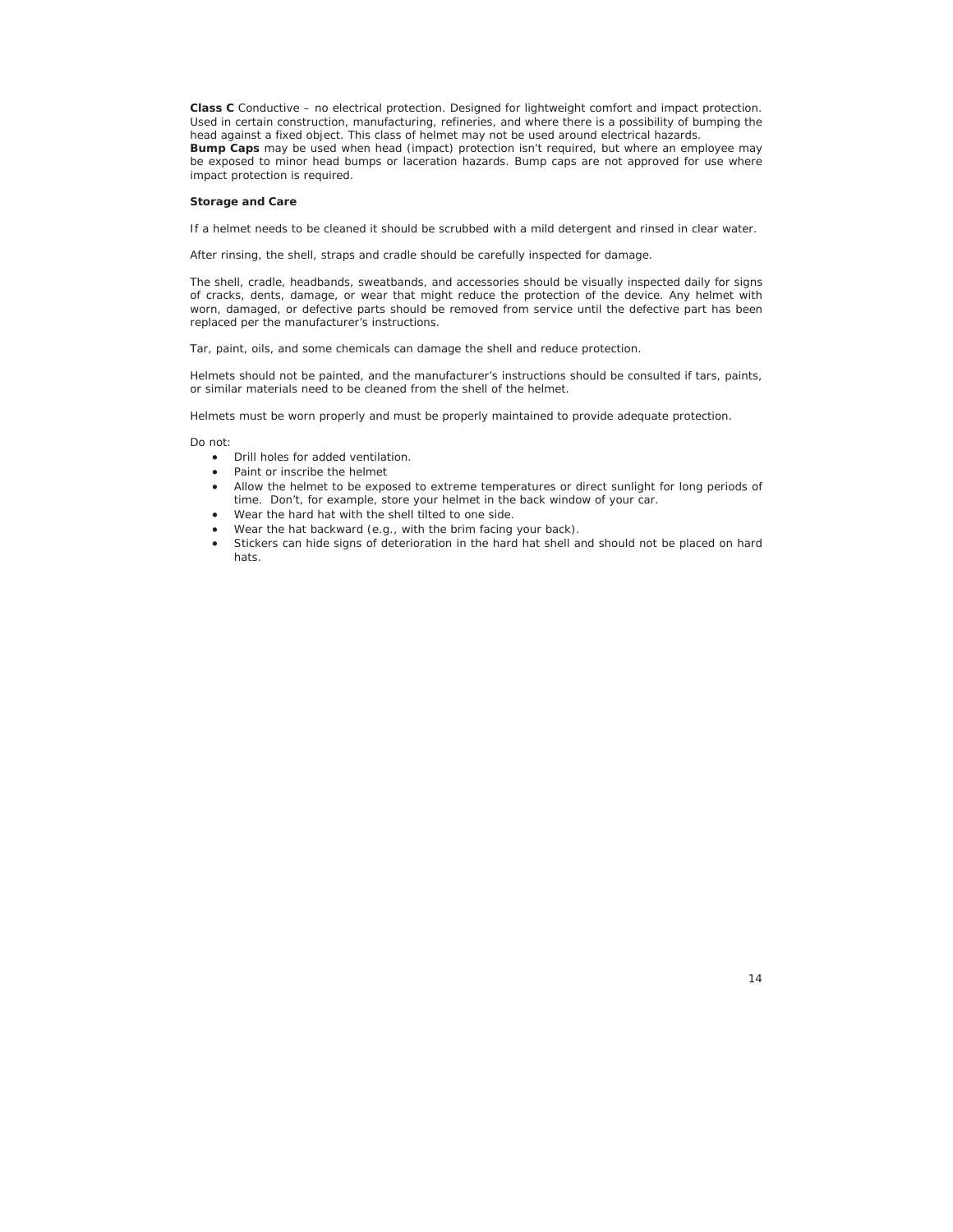**Class C** Conductive – no electrical protection. Designed for lightweight comfort and impact protection. Used in certain construction, manufacturing, refineries, and where there is a possibility of bumping the head against a fixed object. This class of helmet may not be used around electrical hazards.

**Bump Caps** may be used when head (impact) protection isn't required, but where an employee may be exposed to minor head bumps or laceration hazards. Bump caps are not approved for use where impact protection is required.

**Storage and Care**

If a helmet needs to be cleaned it should be scrubbed with a mild detergent and rinsed in clear water.

After rinsing, the shell, straps and cradle should be carefully inspected for damage.

The shell, cradle, headbands, sweatbands, and accessories should be visually inspected daily for signs of cracks, dents, damage, or wear that might reduce the protection of the device. Any helmet with worn, damaged, or defective parts should be removed from service until the defective part has been replaced per the manufacturer's instructions.

Tar, paint, oils, and some chemicals can damage the shell and reduce protection.

Helmets should not be painted, and the manufacturer's instructions should be consulted if tars, paints, or similar materials need to be cleaned from the shell of the helmet.

Helmets must be worn properly and must be properly maintained to provide adequate protection.

Do not:

- Drill holes for added ventilation.
- Paint or inscribe the helmet
- Allow the helmet to be exposed to extreme temperatures or direct sunlight for long periods of time. Don't, for example, store your helmet in the back window of your car.
- Wear the hard hat with the shell tilted to one side.
- Wear the hat backward (e.g., with the brim facing your back).
- Stickers can hide signs of deterioration in the hard hat shell and should not be placed on hard hats.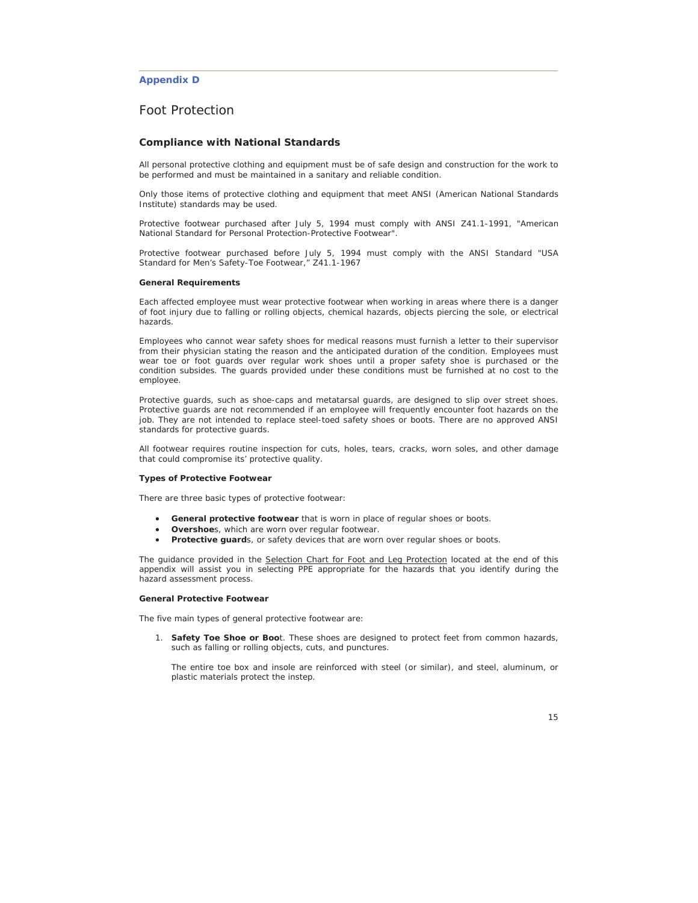## Appendix D

# Foot Protection

## Compliance with National Standards

All personal protective clothing and equipment must be of safe design and construction for the work to be performed and must be maintained in a sanitary and reliable condition.

Only those items of protective clothing and equipment that meet ANSI (American National Standards Institute) standards may be used.

Protective footwear purchased after July 5, 1994 must comply with ANSI Z41.1-1991, "American National Standard for Personal Protection-Protective Footwear".

Protective footwear purchased before July 5, 1994 must comply with the ANSI Standard "USA Standard for Men's Safety-Toe Footwear," Z41.1-1967

### General Requirements

Each affected employee must wear protective footwear when working in areas where there is a danger of foot injury due to falling or rolling objects, chemical hazards, objects piercing the sole, or electrical hazards.

Employees who cannot wear safety shoes for medical reasons must furnish a letter to their supervisor from their physician stating the reason and the anticipated duration of the condition. Employees must wear toe or foot guards over regular work shoes until a proper safety shoe is purchased or the condition subsides. The guards provided under these conditions must be furnished at no cost to the employee.

Protective guards, such as shoe-caps and metatarsal guards, are designed to slip over street shoes. Protective guards are not recommended if an employee will frequently encounter foot hazards on the job. They are not intended to replace steel-toed safety shoes or boots. There are no approved ANSI standards for protective guards.

All footwear requires routine inspection for cuts, holes, tears, cracks, worn soles, and other damage that could compromise its' protective quality.

### Types of Protective Footwear

There are three basic types of protective footwear:

- **General protective footwear** that is worn in place of regular shoes or boots.
- **Overshoe**s, which are worn over regular footwear.
- **Protective guard**s, or safety devices that are worn over regular shoes or boots.

The guidance provided in the Selection Chart for Foot and Leg Protection located at the end of this appendix will assist you in selecting PPE appropriate for the hazards that you identify during the hazard assessment process.

### General Protective Footwear

The five main types of general protective footwear are:

1. **Safety Toe Shoe or Boo**t. These shoes are designed to protect feet from common hazards, such as falling or rolling objects, cuts, and punctures.

   The entire toe box and insole are reinforced with steel (or similar), and steel, aluminum, or plastic materials protect the instep.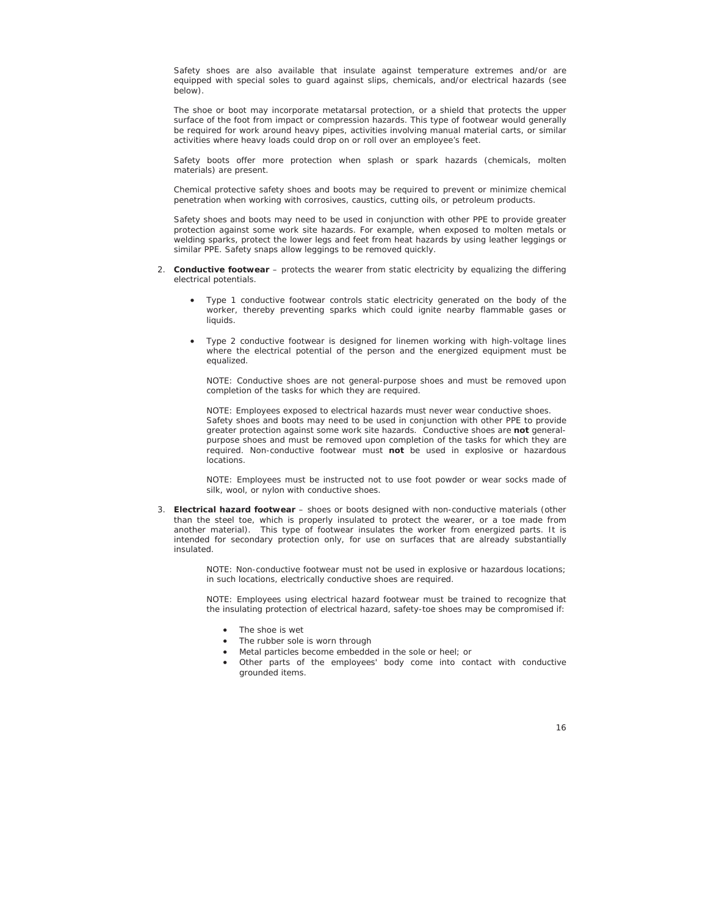Safety shoes are also available that insulate against temperature extremes and/or are equipped with special soles to guard against slips, chemicals, and/or electrical hazards (see below).

The shoe or boot may incorporate metatarsal protection, or a shield that protects the upper surface of the foot from impact or compression hazards. This type of footwear would generally be required for work around heavy pipes, activities involving manual material carts, or similar activities where heavy loads could drop on or roll over an employee's feet.

Safety boots offer more protection when splash or spark hazards (chemicals, molten materials) are present.

Chemical protective safety shoes and boots may be required to prevent or minimize chemical penetration when working with corrosives, caustics, cutting oils, or petroleum products.

Safety shoes and boots may need to be used in conjunction with other PPE to provide greater protection against some work site hazards. For example, when exposed to molten metals or welding sparks, protect the lower legs and feet from heat hazards by using leather leggings or similar PPE. Safety snaps allow leggings to be removed quickly.

2. **Conductive footwear** – protects the wearer from static electricity by equalizing the differing electrical potentials.

   - Type 1 conductive footwear controls static electricity generated on the body of the worker, thereby preventing sparks which could ignite nearby flammable gases or liquids.

   - Type 2 conductive footwear is designed for linemen working with high-voltage lines where the electrical potential of the person and the energized equipment must be equalized.

     NOTE: Conductive shoes are not general-purpose shoes and must be removed upon completion of the tasks for which they are required.

     NOTE: Employees exposed to electrical hazards must never wear conductive shoes. Safety shoes and boots may need to be used in conjunction with other PPE to provide greater protection against some work site hazards. Conductive shoes are **not** general-purpose shoes and must be removed upon completion of the tasks for which they are required. Non-conductive footwear must **not** be used in explosive or hazardous locations.

     NOTE: Employees must be instructed not to use foot powder or wear socks made of silk, wool, or nylon with conductive shoes.

3. **Electrical hazard footwear** – shoes or boots designed with non-conductive materials (other than the steel toe, which is properly insulated to protect the wearer, or a toe made from another material). This type of footwear insulates the worker from energized parts. It is intended for secondary protection only, for use on surfaces that are already substantially insulated.

   NOTE: Non-conductive footwear must not be used in explosive or hazardous locations; in such locations, electrically conductive shoes are required.

   NOTE: Employees using electrical hazard footwear must be trained to recognize that the insulating protection of electrical hazard, safety-toe shoes may be compromised if:

   - The shoe is wet
   - The rubber sole is worn through
   - Metal particles become embedded in the sole or heel; or
   - Other parts of the employees' body come into contact with conductive grounded items.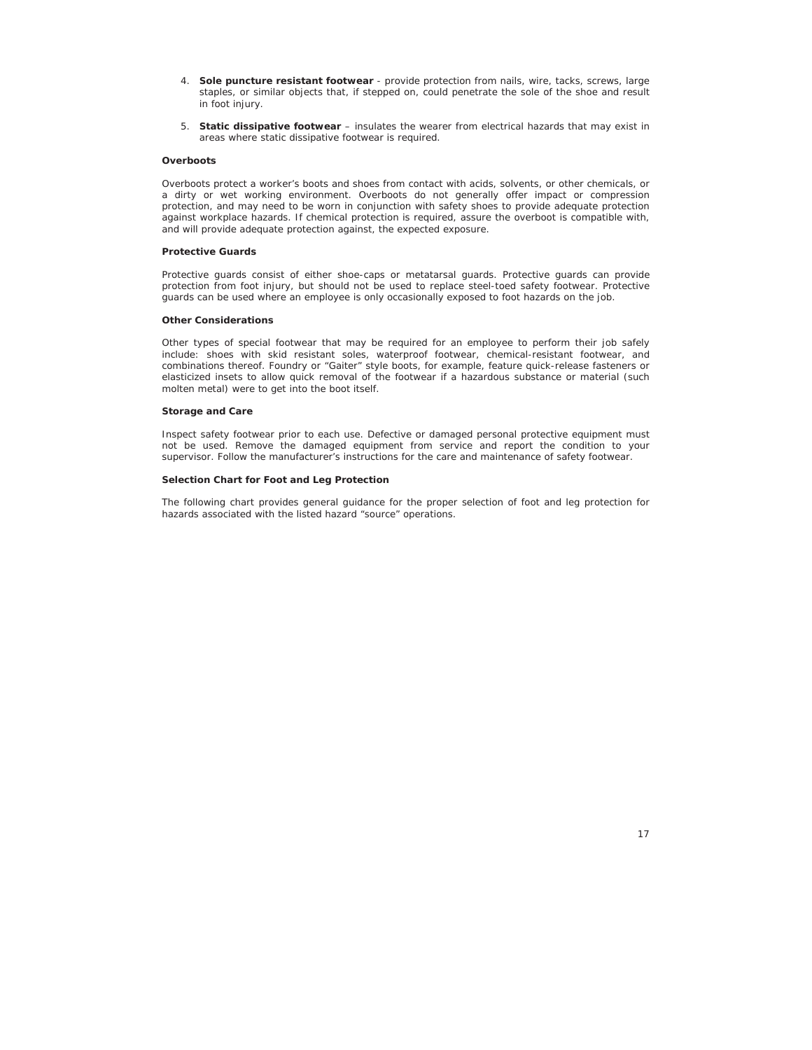4. **Sole puncture resistant footwear** - provide protection from nails, wire, tacks, screws, large staples, or similar objects that, if stepped on, could penetrate the sole of the shoe and result in foot injury.

5. **Static dissipative footwear** – insulates the wearer from electrical hazards that may exist in areas where static dissipative footwear is required.

**Overboots**

Overboots protect a worker's boots and shoes from contact with acids, solvents, or other chemicals, or a dirty or wet working environment. Overboots do not generally offer impact or compression protection, and may need to be worn in conjunction with safety shoes to provide adequate protection against workplace hazards. If chemical protection is required, assure the overboot is compatible with, and will provide adequate protection against, the expected exposure.

**Protective Guards**

Protective guards consist of either shoe-caps or metatarsal guards. Protective guards can provide protection from foot injury, but should not be used to replace steel-toed safety footwear. Protective guards can be used where an employee is only occasionally exposed to foot hazards on the job.

**Other Considerations**

Other types of special footwear that may be required for an employee to perform their job safely include: shoes with skid resistant soles, waterproof footwear, chemical-resistant footwear, and combinations thereof. Foundry or "Gaiter" style boots, for example, feature quick-release fasteners or elasticized insets to allow quick removal of the footwear if a hazardous substance or material (such molten metal) were to get into the boot itself.

**Storage and Care**

Inspect safety footwear prior to each use. Defective or damaged personal protective equipment must not be used. Remove the damaged equipment from service and report the condition to your supervisor. Follow the manufacturer's instructions for the care and maintenance of safety footwear.

**Selection Chart for Foot and Leg Protection**

The following chart provides general guidance for the proper selection of foot and leg protection for hazards associated with the listed hazard "source" operations.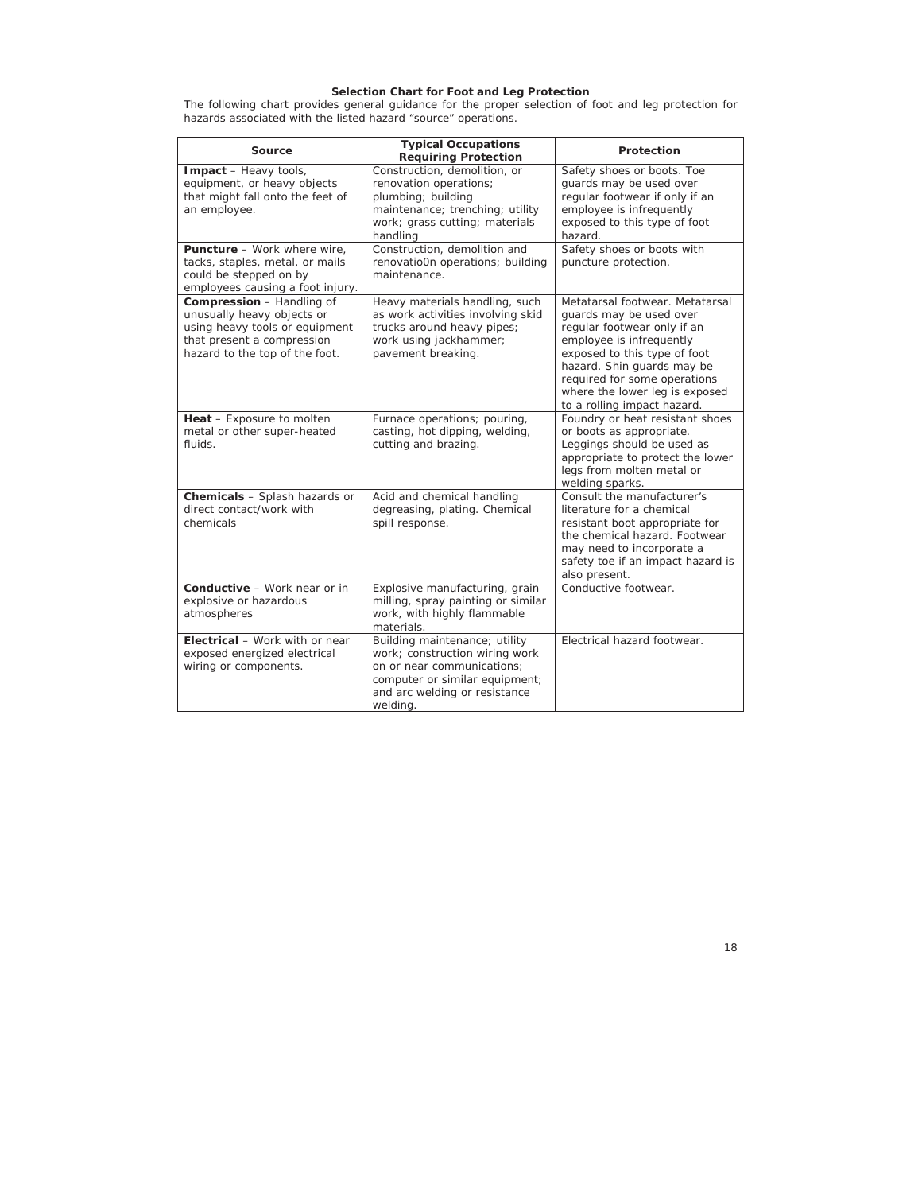### Selection Chart for Foot and Leg Protection

The following chart provides general guidance for the proper selection of foot and leg protection for hazards associated with the listed hazard "source" operations.

| Source | Typical Occupations Requiring Protection | Protection |
|---|---|---|
| **Impact** – Heavy tools, equipment, or heavy objects that might fall onto the feet of an employee. | Construction, demolition, or renovation operations; plumbing; building maintenance; trenching; utility work; grass cutting; materials handling | Safety shoes or boots. Toe guards may be used over regular footwear if only if an employee is infrequently exposed to this type of foot hazard. |
| **Puncture** – Work where wire, tacks, staples, metal, or mails could be stepped on by employees causing a foot injury. | Construction, demolition and renovatio0n operations; building maintenance. | Safety shoes or boots with puncture protection. |
| **Compression** – Handling of unusually heavy objects or using heavy tools or equipment that present a compression hazard to the top of the foot. | Heavy materials handling, such as work activities involving skid trucks around heavy pipes; work using jackhammer; pavement breaking. | Metatarsal footwear. Metatarsal guards may be used over regular footwear only if an employee is infrequently exposed to this type of foot hazard. Shin guards may be required for some operations where the lower leg is exposed to a rolling impact hazard. |
| **Heat** – Exposure to molten metal or other super-heated fluids. | Furnace operations; pouring, casting, hot dipping, welding, cutting and brazing. | Foundry or heat resistant shoes or boots as appropriate. Leggings should be used as appropriate to protect the lower legs from molten metal or welding sparks. |
| **Chemicals** – Splash hazards or direct contact/work with chemicals | Acid and chemical handling degreasing, plating. Chemical spill response. | Consult the manufacturer's literature for a chemical resistant boot appropriate for the chemical hazard. Footwear may need to incorporate a safety toe if an impact hazard is also present. |
| **Conductive** – Work near or in explosive or hazardous atmospheres | Explosive manufacturing, grain milling, spray painting or similar work, with highly flammable materials. | Conductive footwear. |
| **Electrical** – Work with or near exposed energized electrical wiring or components. | Building maintenance; utility work; construction wiring work on or near communications; computer or similar equipment; and arc welding or resistance welding. | Electrical hazard footwear. |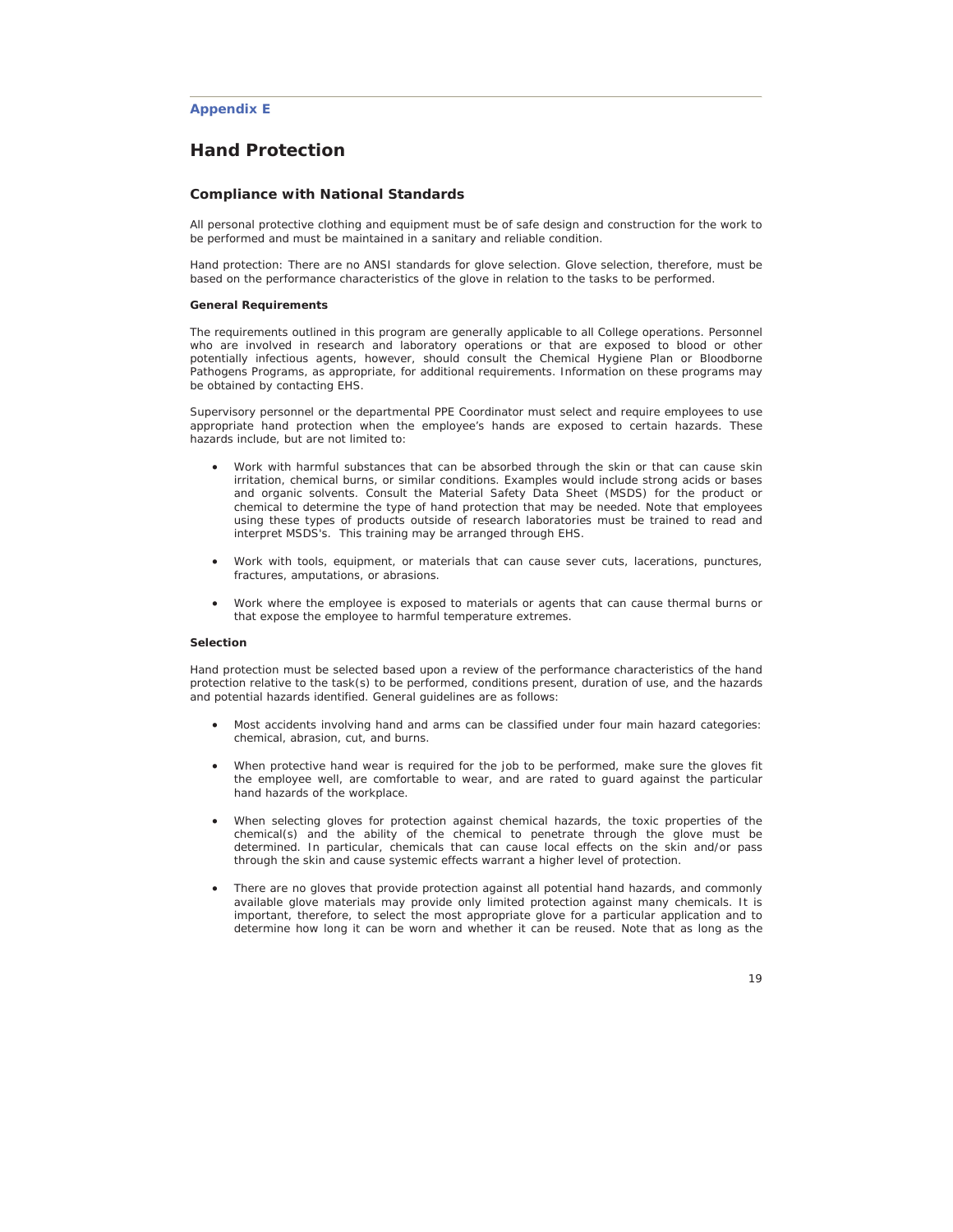**Appendix E**

# Hand Protection

## Compliance with National Standards

All personal protective clothing and equipment must be of safe design and construction for the work to be performed and must be maintained in a sanitary and reliable condition.

Hand protection: There are no ANSI standards for glove selection. Glove selection, therefore, must be based on the performance characteristics of the glove in relation to the tasks to be performed.

#### General Requirements

The requirements outlined in this program are generally applicable to all College operations. Personnel who are involved in research and laboratory operations or that are exposed to blood or other potentially infectious agents, however, should consult the Chemical Hygiene Plan or Bloodborne Pathogens Programs, as appropriate, for additional requirements. Information on these programs may be obtained by contacting EHS.

Supervisory personnel or the departmental PPE Coordinator must select and require employees to use appropriate hand protection when the employee's hands are exposed to certain hazards. These hazards include, but are not limited to:

- Work with harmful substances that can be absorbed through the skin or that can cause skin irritation, chemical burns, or similar conditions. Examples would include strong acids or bases and organic solvents. Consult the Material Safety Data Sheet (MSDS) for the product or chemical to determine the type of hand protection that may be needed. Note that employees using these types of products outside of research laboratories must be trained to read and interpret MSDS's. This training may be arranged through EHS.
- Work with tools, equipment, or materials that can cause sever cuts, lacerations, punctures, fractures, amputations, or abrasions.
- Work where the employee is exposed to materials or agents that can cause thermal burns or that expose the employee to harmful temperature extremes.

#### Selection

Hand protection must be selected based upon a review of the performance characteristics of the hand protection relative to the task(s) to be performed, conditions present, duration of use, and the hazards and potential hazards identified. General guidelines are as follows:

- Most accidents involving hand and arms can be classified under four main hazard categories: chemical, abrasion, cut, and burns.
- When protective hand wear is required for the job to be performed, make sure the gloves fit the employee well, are comfortable to wear, and are rated to guard against the particular hand hazards of the workplace.
- When selecting gloves for protection against chemical hazards, the toxic properties of the chemical(s) and the ability of the chemical to penetrate through the glove must be determined. In particular, chemicals that can cause local effects on the skin and/or pass through the skin and cause systemic effects warrant a higher level of protection.
- There are no gloves that provide protection against all potential hand hazards, and commonly available glove materials may provide only limited protection against many chemicals. It is important, therefore, to select the most appropriate glove for a particular application and to determine how long it can be worn and whether it can be reused. Note that as long as the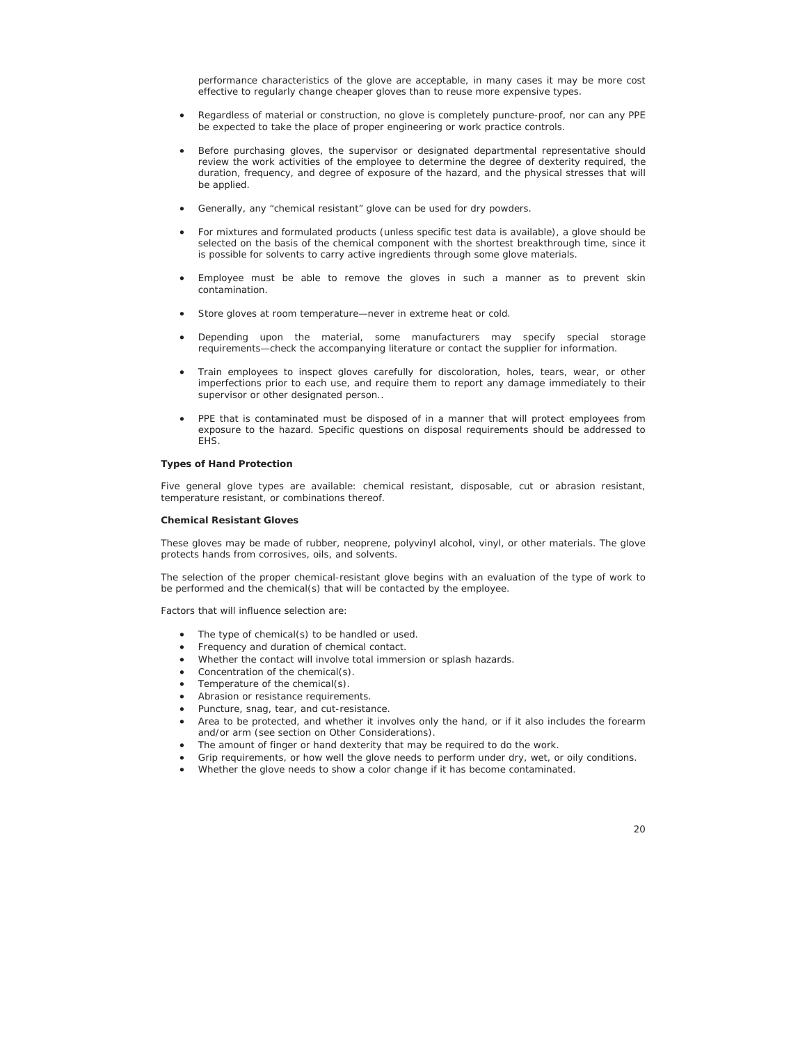performance characteristics of the glove are acceptable, in many cases it may be more cost effective to regularly change cheaper gloves than to reuse more expensive types.

- Regardless of material or construction, no glove is completely puncture-proof, nor can any PPE be expected to take the place of proper engineering or work practice controls.

- Before purchasing gloves, the supervisor or designated departmental representative should review the work activities of the employee to determine the degree of dexterity required, the duration, frequency, and degree of exposure of the hazard, and the physical stresses that will be applied.

- Generally, any "chemical resistant" glove can be used for dry powders.

- For mixtures and formulated products (unless specific test data is available), a glove should be selected on the basis of the chemical component with the shortest breakthrough time, since it is possible for solvents to carry active ingredients through some glove materials.

- Employee must be able to remove the gloves in such a manner as to prevent skin contamination.

- Store gloves at room temperature—never in extreme heat or cold.

- Depending upon the material, some manufacturers may specify special storage requirements—check the accompanying literature or contact the supplier for information.

- Train employees to inspect gloves carefully for discoloration, holes, tears, wear, or other imperfections prior to each use, and require them to report any damage immediately to their supervisor or other designated person..

- PPE that is contaminated must be disposed of in a manner that will protect employees from exposure to the hazard. Specific questions on disposal requirements should be addressed to EHS.

**Types of Hand Protection**

Five general glove types are available: chemical resistant, disposable, cut or abrasion resistant, temperature resistant, or combinations thereof.

**Chemical Resistant Gloves**

These gloves may be made of rubber, neoprene, polyvinyl alcohol, vinyl, or other materials. The glove protects hands from corrosives, oils, and solvents.

The selection of the proper chemical-resistant glove begins with an evaluation of the type of work to be performed and the chemical(s) that will be contacted by the employee.

Factors that will influence selection are:

- The type of chemical(s) to be handled or used.
- Frequency and duration of chemical contact.
- Whether the contact will involve total immersion or splash hazards.
- Concentration of the chemical(s).
- Temperature of the chemical(s).
- Abrasion or resistance requirements.
- Puncture, snag, tear, and cut-resistance.
- Area to be protected, and whether it involves only the hand, or if it also includes the forearm and/or arm (see section on Other Considerations).
- The amount of finger or hand dexterity that may be required to do the work.
- Grip requirements, or how well the glove needs to perform under dry, wet, or oily conditions.
- Whether the glove needs to show a color change if it has become contaminated.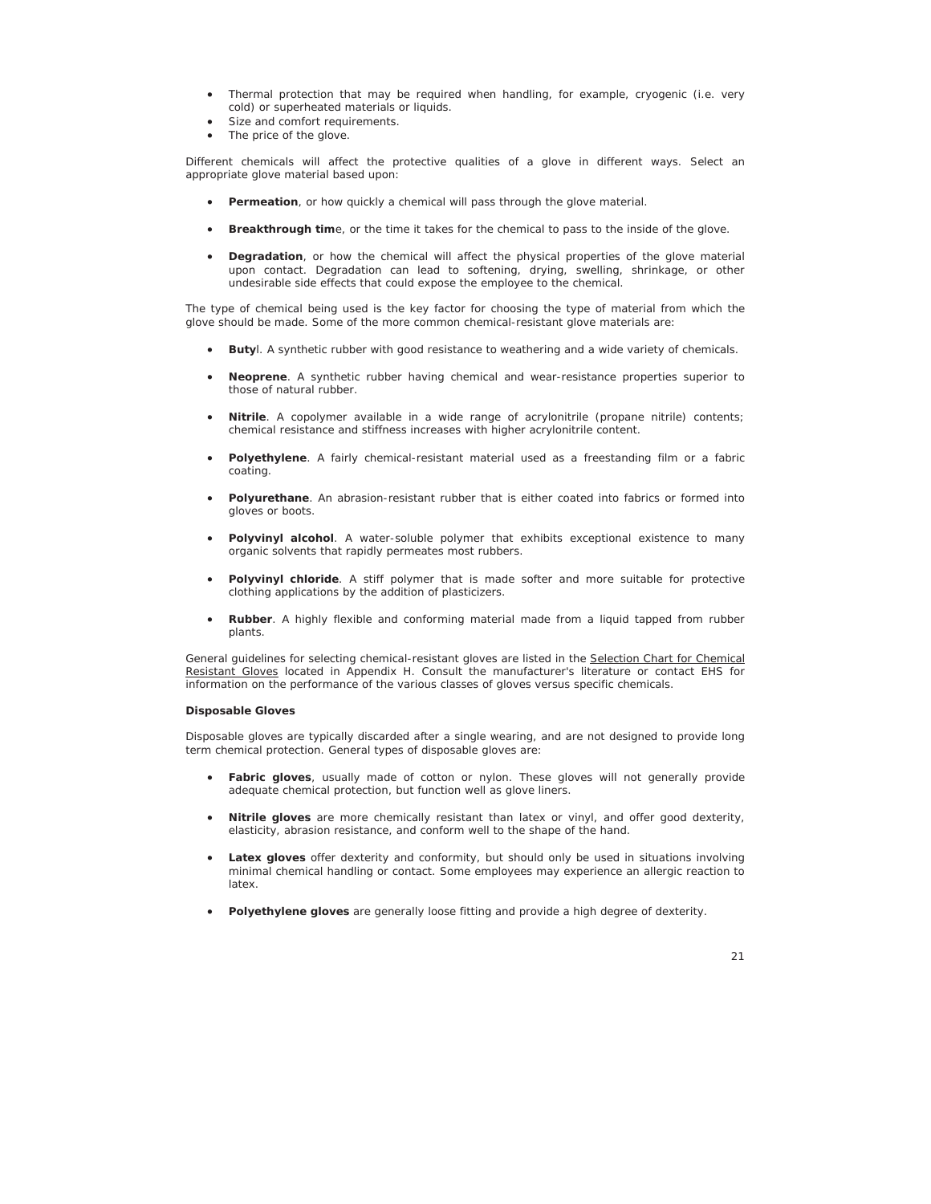- Thermal protection that may be required when handling, for example, cryogenic (i.e. very cold) or superheated materials or liquids.
- Size and comfort requirements.
- The price of the glove.

Different chemicals will affect the protective qualities of a glove in different ways. Select an appropriate glove material based upon:

- **Permeation**, or how quickly a chemical will pass through the glove material.

- **Breakthrough tim**e, or the time it takes for the chemical to pass to the inside of the glove.

- **Degradation**, or how the chemical will affect the physical properties of the glove material upon contact. Degradation can lead to softening, drying, swelling, shrinkage, or other undesirable side effects that could expose the employee to the chemical.

The type of chemical being used is the key factor for choosing the type of material from which the glove should be made. Some of the more common chemical-resistant glove materials are:

- **Buty**l. A synthetic rubber with good resistance to weathering and a wide variety of chemicals.

- **Neoprene**. A synthetic rubber having chemical and wear-resistance properties superior to those of natural rubber.

- **Nitrile**. A copolymer available in a wide range of acrylonitrile (propane nitrile) contents; chemical resistance and stiffness increases with higher acrylonitrile content.

- **Polyethylene**. A fairly chemical-resistant material used as a freestanding film or a fabric coating.

- **Polyurethane**. An abrasion-resistant rubber that is either coated into fabrics or formed into gloves or boots.

- **Polyvinyl alcohol**. A water-soluble polymer that exhibits exceptional existence to many organic solvents that rapidly permeates most rubbers.

- **Polyvinyl chloride**. A stiff polymer that is made softer and more suitable for protective clothing applications by the addition of plasticizers.

- **Rubber**. A highly flexible and conforming material made from a liquid tapped from rubber plants.

General guidelines for selecting chemical-resistant gloves are listed in the Selection Chart for Chemical Resistant Gloves located in Appendix H. Consult the manufacturer's literature or contact EHS for information on the performance of the various classes of gloves versus specific chemicals.

**Disposable Gloves**

Disposable gloves are typically discarded after a single wearing, and are not designed to provide long term chemical protection. General types of disposable gloves are:

- **Fabric gloves**, usually made of cotton or nylon. These gloves will not generally provide adequate chemical protection, but function well as glove liners.

- **Nitrile gloves** are more chemically resistant than latex or vinyl, and offer good dexterity, elasticity, abrasion resistance, and conform well to the shape of the hand.

- **Latex gloves** offer dexterity and conformity, but should only be used in situations involving minimal chemical handling or contact. Some employees may experience an allergic reaction to latex.

- **Polyethylene gloves** are generally loose fitting and provide a high degree of dexterity.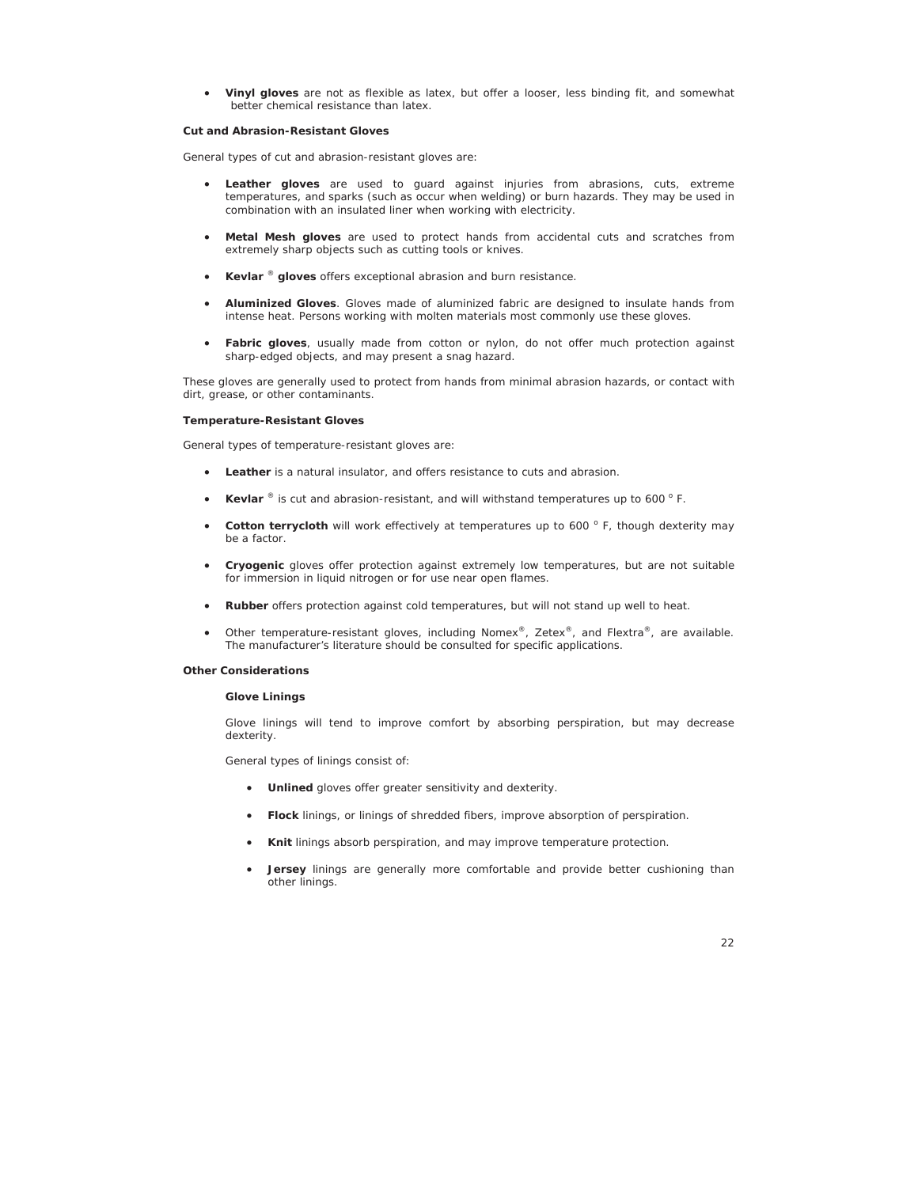- **Vinyl gloves** are not as flexible as latex, but offer a looser, less binding fit, and somewhat better chemical resistance than latex.

**Cut and Abrasion-Resistant Gloves**

General types of cut and abrasion-resistant gloves are:

- **Leather gloves** are used to guard against injuries from abrasions, cuts, extreme temperatures, and sparks (such as occur when welding) or burn hazards. They may be used in combination with an insulated liner when working with electricity.
- **Metal Mesh gloves** are used to protect hands from accidental cuts and scratches from extremely sharp objects such as cutting tools or knives.
- **Kevlar ® gloves** offers exceptional abrasion and burn resistance.
- **Aluminized Gloves**. Gloves made of aluminized fabric are designed to insulate hands from intense heat. Persons working with molten materials most commonly use these gloves.
- **Fabric gloves**, usually made from cotton or nylon, do not offer much protection against sharp-edged objects, and may present a snag hazard.

These gloves are generally used to protect from hands from minimal abrasion hazards, or contact with dirt, grease, or other contaminants.

**Temperature-Resistant Gloves**

General types of temperature-resistant gloves are:

- **Leather** is a natural insulator, and offers resistance to cuts and abrasion.
- **Kevlar ®** is cut and abrasion-resistant, and will withstand temperatures up to 600 ° F.
- **Cotton terrycloth** will work effectively at temperatures up to 600 ° F, though dexterity may be a factor.
- **Cryogenic** gloves offer protection against extremely low temperatures, but are not suitable for immersion in liquid nitrogen or for use near open flames.
- **Rubber** offers protection against cold temperatures, but will not stand up well to heat.
- Other temperature-resistant gloves, including Nomex®, Zetex®, and Flextra®, are available. The manufacturer's literature should be consulted for specific applications.

**Other Considerations**

**Glove Linings**

Glove linings will tend to improve comfort by absorbing perspiration, but may decrease dexterity.

General types of linings consist of:

- **Unlined** gloves offer greater sensitivity and dexterity.
- **Flock** linings, or linings of shredded fibers, improve absorption of perspiration.
- **Knit** linings absorb perspiration, and may improve temperature protection.
- **Jersey** linings are generally more comfortable and provide better cushioning than other linings.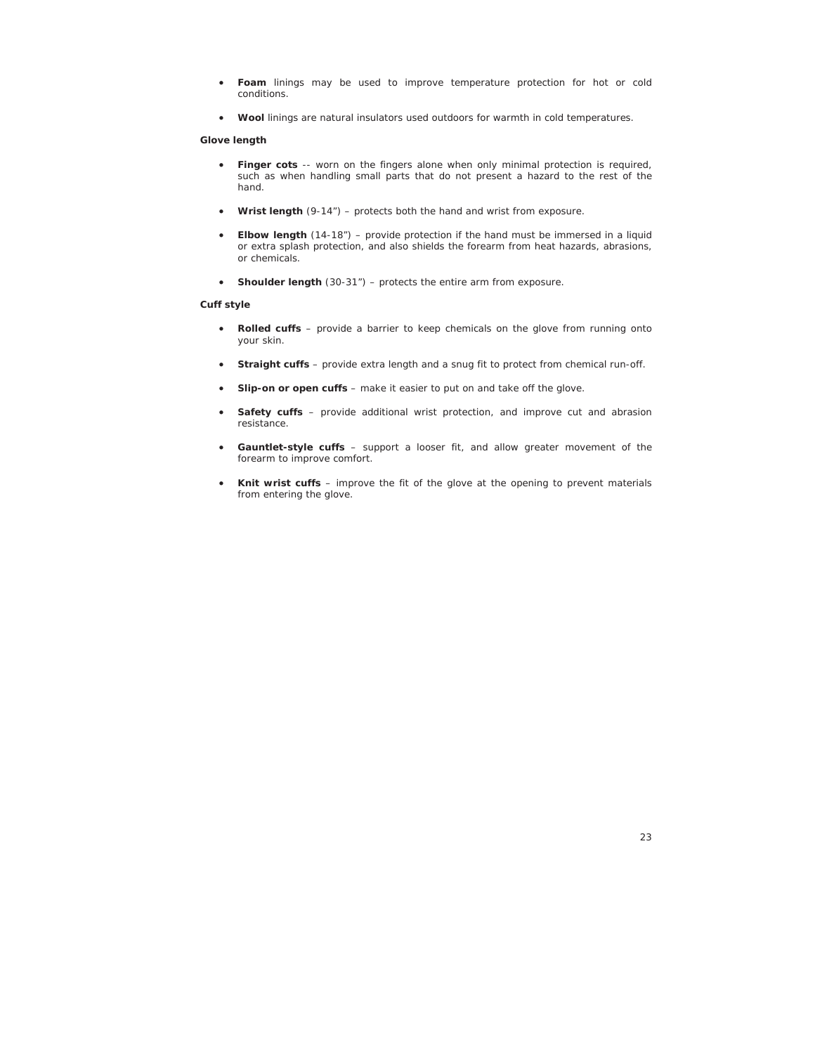- **Foam** linings may be used to improve temperature protection for hot or cold conditions.

- **Wool** linings are natural insulators used outdoors for warmth in cold temperatures.

**Glove length**

- **Finger cots** -- worn on the fingers alone when only minimal protection is required, such as when handling small parts that do not present a hazard to the rest of the hand.

- **Wrist length** (9-14") – protects both the hand and wrist from exposure.

- **Elbow length** (14-18") – provide protection if the hand must be immersed in a liquid or extra splash protection, and also shields the forearm from heat hazards, abrasions, or chemicals.

- **Shoulder length** (30-31") – protects the entire arm from exposure.

**Cuff style**

- **Rolled cuffs** – provide a barrier to keep chemicals on the glove from running onto your skin.

- **Straight cuffs** – provide extra length and a snug fit to protect from chemical run-off.

- **Slip-on or open cuffs** – make it easier to put on and take off the glove.

- **Safety cuffs** – provide additional wrist protection, and improve cut and abrasion resistance.

- **Gauntlet-style cuffs** – support a looser fit, and allow greater movement of the forearm to improve comfort.

- **Knit wrist cuffs** – improve the fit of the glove at the opening to prevent materials from entering the glove.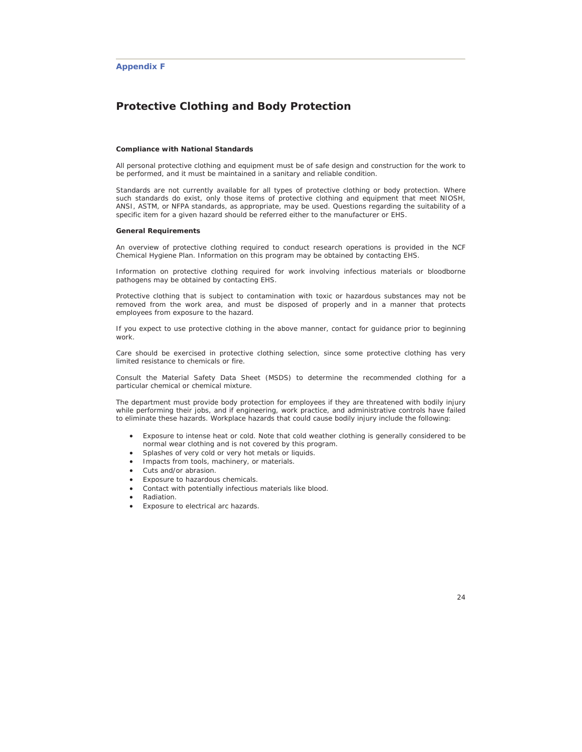## Appendix F

# Protective Clothing and Body Protection

**Compliance with National Standards**

All personal protective clothing and equipment must be of safe design and construction for the work to be performed, and it must be maintained in a sanitary and reliable condition.

Standards are not currently available for all types of protective clothing or body protection. Where such standards do exist, only those items of protective clothing and equipment that meet NIOSH, ANSI, ASTM, or NFPA standards, as appropriate, may be used. Questions regarding the suitability of a specific item for a given hazard should be referred either to the manufacturer or EHS.

**General Requirements**

An overview of protective clothing required to conduct research operations is provided in the NCF Chemical Hygiene Plan. Information on this program may be obtained by contacting EHS.

Information on protective clothing required for work involving infectious materials or bloodborne pathogens may be obtained by contacting EHS.

Protective clothing that is subject to contamination with toxic or hazardous substances may not be removed from the work area, and must be disposed of properly and in a manner that protects employees from exposure to the hazard.

If you expect to use protective clothing in the above manner, contact for guidance prior to beginning work.

Care should be exercised in protective clothing selection, since some protective clothing has very limited resistance to chemicals or fire.

Consult the Material Safety Data Sheet (MSDS) to determine the recommended clothing for a particular chemical or chemical mixture.

The department must provide body protection for employees if they are threatened with bodily injury while performing their jobs, and if engineering, work practice, and administrative controls have failed to eliminate these hazards. Workplace hazards that could cause bodily injury include the following:

- Exposure to intense heat or cold. Note that cold weather clothing is generally considered to be normal wear clothing and is not covered by this program.
- Splashes of very cold or very hot metals or liquids.
- Impacts from tools, machinery, or materials.
- Cuts and/or abrasion.
- Exposure to hazardous chemicals.
- Contact with potentially infectious materials like blood.
- Radiation.
- Exposure to electrical arc hazards.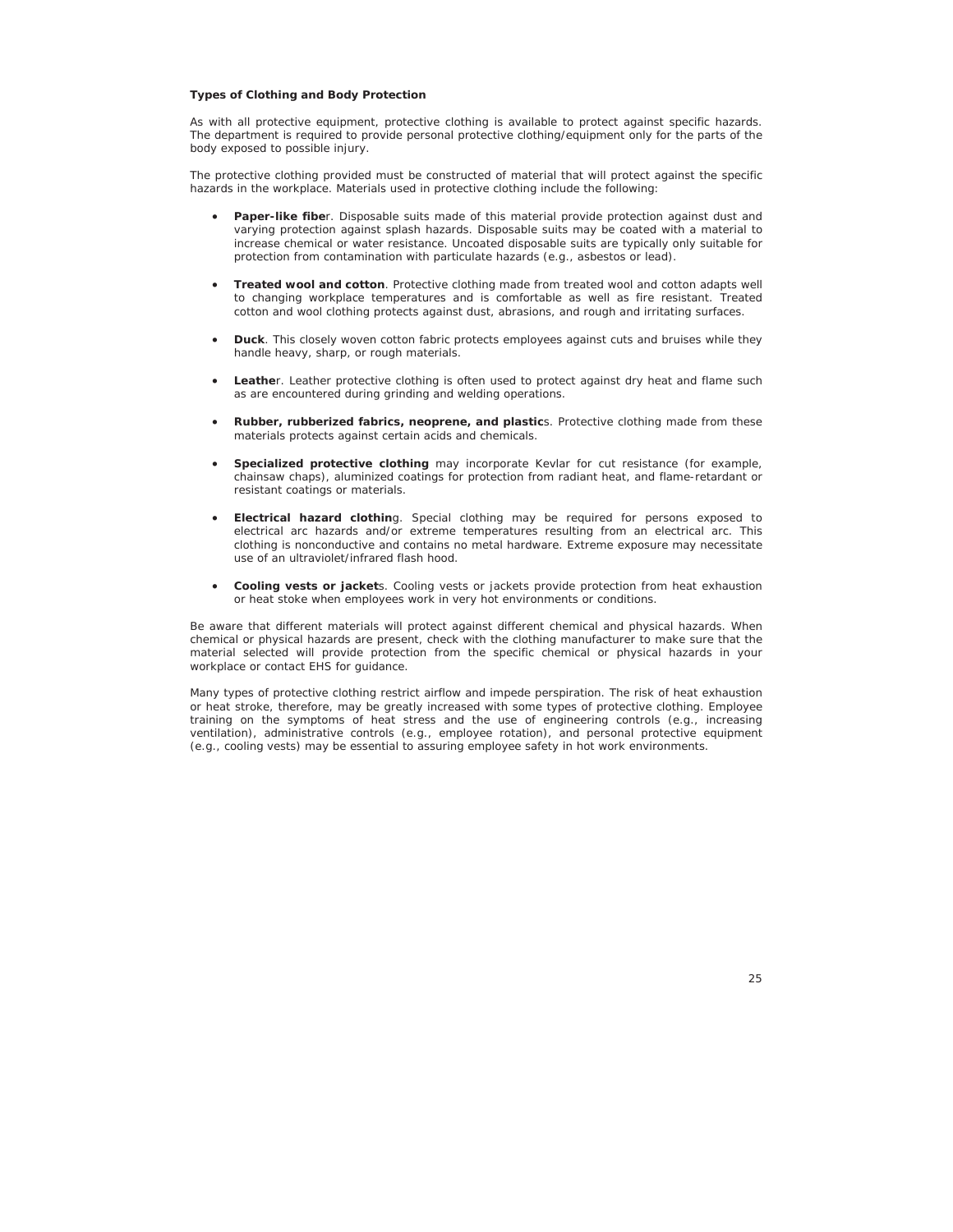**Types of Clothing and Body Protection**

As with all protective equipment, protective clothing is available to protect against specific hazards. The department is required to provide personal protective clothing/equipment only for the parts of the body exposed to possible injury.

The protective clothing provided must be constructed of material that will protect against the specific hazards in the workplace. Materials used in protective clothing include the following:

- **Paper-like fibe**r. Disposable suits made of this material provide protection against dust and varying protection against splash hazards. Disposable suits may be coated with a material to increase chemical or water resistance. Uncoated disposable suits are typically only suitable for protection from contamination with particulate hazards (e.g., asbestos or lead).
- **Treated wool and cotton**. Protective clothing made from treated wool and cotton adapts well to changing workplace temperatures and is comfortable as well as fire resistant. Treated cotton and wool clothing protects against dust, abrasions, and rough and irritating surfaces.
- **Duck**. This closely woven cotton fabric protects employees against cuts and bruises while they handle heavy, sharp, or rough materials.
- **Leathe**r. Leather protective clothing is often used to protect against dry heat and flame such as are encountered during grinding and welding operations.
- **Rubber, rubberized fabrics, neoprene, and plastic**s. Protective clothing made from these materials protects against certain acids and chemicals.
- **Specialized protective clothing** may incorporate Kevlar for cut resistance (for example, chainsaw chaps), aluminized coatings for protection from radiant heat, and flame-retardant or resistant coatings or materials.
- **Electrical hazard clothin**g. Special clothing may be required for persons exposed to electrical arc hazards and/or extreme temperatures resulting from an electrical arc. This clothing is nonconductive and contains no metal hardware. Extreme exposure may necessitate use of an ultraviolet/infrared flash hood.
- **Cooling vests or jacket**s. Cooling vests or jackets provide protection from heat exhaustion or heat stoke when employees work in very hot environments or conditions.

Be aware that different materials will protect against different chemical and physical hazards. When chemical or physical hazards are present, check with the clothing manufacturer to make sure that the material selected will provide protection from the specific chemical or physical hazards in your workplace or contact EHS for guidance.

Many types of protective clothing restrict airflow and impede perspiration. The risk of heat exhaustion or heat stroke, therefore, may be greatly increased with some types of protective clothing. Employee training on the symptoms of heat stress and the use of engineering controls (e.g., increasing ventilation), administrative controls (e.g., employee rotation), and personal protective equipment (e.g., cooling vests) may be essential to assuring employee safety in hot work environments.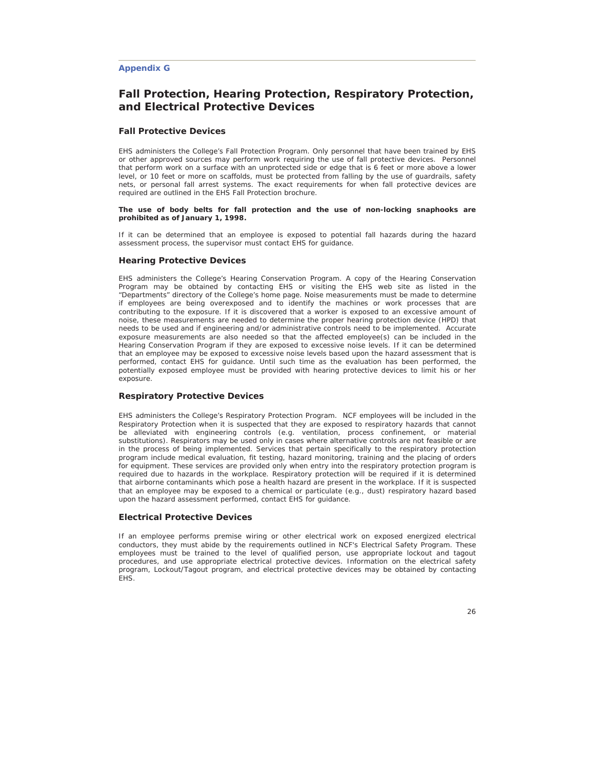**Appendix G**

# Fall Protection, Hearing Protection, Respiratory Protection, and Electrical Protective Devices

## Fall Protective Devices

EHS administers the College's Fall Protection Program. Only personnel that have been trained by EHS or other approved sources may perform work requiring the use of fall protective devices. Personnel that perform work on a surface with an unprotected side or edge that is 6 feet or more above a lower level, or 10 feet or more on scaffolds, must be protected from falling by the use of guardrails, safety nets, or personal fall arrest systems. The exact requirements for when fall protective devices are required are outlined in the EHS Fall Protection brochure.

**The use of body belts for fall protection and the use of non-locking snaphooks are prohibited as of January 1, 1998.**

If it can be determined that an employee is exposed to potential fall hazards during the hazard assessment process, the supervisor must contact EHS for guidance.

## Hearing Protective Devices

EHS administers the College's Hearing Conservation Program. A copy of the Hearing Conservation Program may be obtained by contacting EHS or visiting the EHS web site as listed in the "Departments" directory of the College's home page. Noise measurements must be made to determine if employees are being overexposed and to identify the machines or work processes that are contributing to the exposure. If it is discovered that a worker is exposed to an excessive amount of noise, these measurements are needed to determine the proper hearing protection device (HPD) that needs to be used and if engineering and/or administrative controls need to be implemented. Accurate exposure measurements are also needed so that the affected employee(s) can be included in the Hearing Conservation Program if they are exposed to excessive noise levels. If it can be determined that an employee may be exposed to excessive noise levels based upon the hazard assessment that is performed, contact EHS for guidance. Until such time as the evaluation has been performed, the potentially exposed employee must be provided with hearing protective devices to limit his or her exposure.

## Respiratory Protective Devices

EHS administers the College's Respiratory Protection Program. NCF employees will be included in the Respiratory Protection when it is suspected that they are exposed to respiratory hazards that cannot be alleviated with engineering controls (e.g. ventilation, process confinement, or material substitutions). Respirators may be used only in cases where alternative controls are not feasible or are in the process of being implemented. Services that pertain specifically to the respiratory protection program include medical evaluation, fit testing, hazard monitoring, training and the placing of orders for equipment. These services are provided only when entry into the respiratory protection program is required due to hazards in the workplace. Respiratory protection will be required if it is determined that airborne contaminants which pose a health hazard are present in the workplace. If it is suspected that an employee may be exposed to a chemical or particulate (e.g., dust) respiratory hazard based upon the hazard assessment performed, contact EHS for guidance.

## Electrical Protective Devices

If an employee performs premise wiring or other electrical work on exposed energized electrical conductors, they must abide by the requirements outlined in NCF's Electrical Safety Program. These employees must be trained to the level of qualified person, use appropriate lockout and tagout procedures, and use appropriate electrical protective devices. Information on the electrical safety program, Lockout/Tagout program, and electrical protective devices may be obtained by contacting EHS.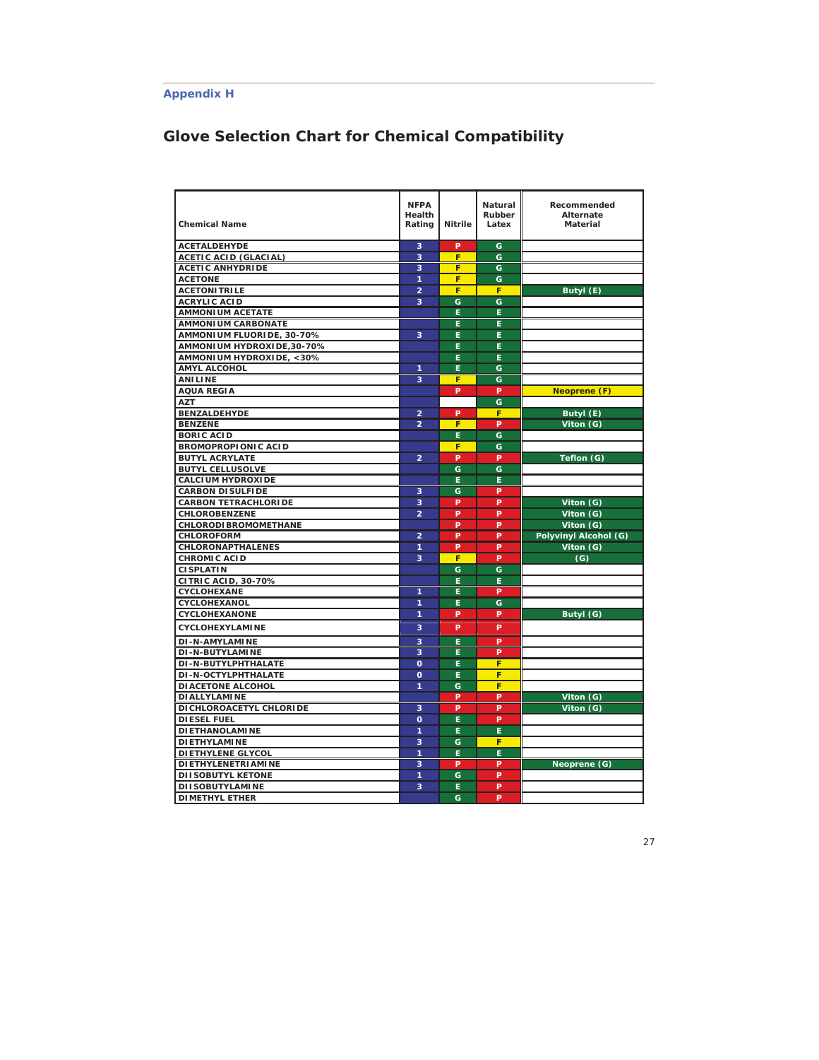Appendix H

## Glove Selection Chart for Chemical Compatibility

| Chemical Name | NFPA Health Rating | Nitrile | Natural Rubber Latex | Recommended Alternate Material |
|---|---|---|---|---|
| ACETALDEHYDE | 3 | P | G | |
| ACETIC ACID (GLACIAL) | 3 | F | G | |
| ACETIC ANHYDRIDE | 3 | F | G | |
| ACETONE | 1 | F | G | |
| ACETONITRILE | 2 | F | F | Butyl (E) |
| ACRYLIC ACID | 3 | G | G | |
| AMMONIUM ACETATE | | E | E | |
| AMMONIUM CARBONATE | | E | E | |
| AMMONIUM FLUORIDE, 30-70% | 3 | E | E | |
| AMMONIUM HYDROXIDE,30-70% | | E | E | |
| AMMONIUM HYDROXIDE, <30% | | E | E | |
| AMYL ALCOHOL | 1 | E | G | |
| ANILINE | 3 | F | G | |
| AQUA REGIA | | P | P | Neoprene (F) |
| AZT | | | G | |
| BENZALDEHYDE | 2 | P | F | Butyl (E) |
| BENZENE | 2 | F | P | Viton (G) |
| BORIC ACID | | E | G | |
| BROMOPROPIONIC ACID | | F | G | |
| BUTYL ACRYLATE | 2 | P | P | Teflon (G) |
| BUTYL CELLUSOLVE | | G | G | |
| CALCIUM HYDROXIDE | | E | E | |
| CARBON DISULFIDE | 3 | G | P | |
| CARBON TETRACHLORIDE | 3 | P | P | Viton (G) |
| CHLOROBENZENE | 2 | P | P | Viton (G) |
| CHLORODIBROMOMETHANE | | P | P | Viton (G) |
| CHLOROFORM | 2 | P | P | Polyvinyl Alcohol (G) |
| CHLORONAPTHALENES | 1 | P | P | Viton (G) |
| CHROMIC ACID | 3 | F | P | (G) |
| CISPLATIN | | G | G | |
| CITRIC ACID, 30-70% | | E | E | |
| CYCLOHEXANE | 1 | E | P | |
| CYCLOHEXANOL | 1 | E | G | |
| CYCLOHEXANONE | 1 | P | P | Butyl (G) |
| CYCLOHEXYLAMINE | 3 | P | P | |
| DI-N-AMYLAMINE | 3 | E | P | |
| DI-N-BUTYLAMINE | 3 | E | P | |
| DI-N-BUTYLPHTHALATE | 0 | E | F | |
| DI-N-OCTYLPHTHALATE | 0 | E | F | |
| DIACETONE ALCOHOL | 1 | G | F | |
| DIALLYLAMINE | | P | P | Viton (G) |
| DICHLOROACETYL CHLORIDE | 3 | P | P | Viton (G) |
| DIESEL FUEL | 0 | E | P | |
| DIETHANOLAMINE | 1 | E | E | |
| DIETHYLAMINE | 3 | G | F | |
| DIETHYLENE GLYCOL | 1 | E | E | |
| DIETHYLENETRIAMINE | 3 | P | P | Neoprene (G) |
| DIISOBUTYL KETONE | 1 | G | P | |
| DIISOBUTYLAMINE | 3 | E | P | |
| DIMETHYL ETHER | | G | P | |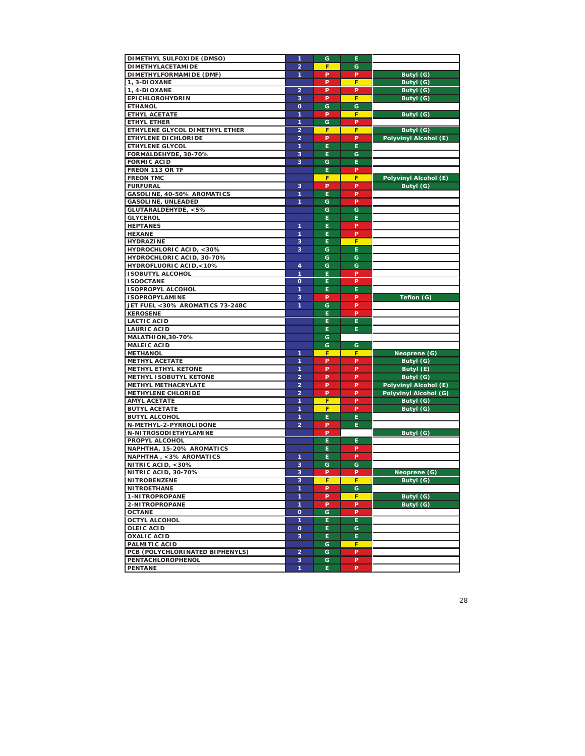| | | | | |
|---|---|---|---|---|
| DIMETHYL SULFOXIDE (DMSO) | 1 | G | E | |
| DIMETHYLACETAMIDE | 2 | F | G | |
| DIMETHYLFORMAMIDE (DMF) | 1 | P | P | Butyl (G) |
| 1, 3-DIOXANE | | P | F | Butyl (G) |
| 1, 4-DIOXANE | 2 | P | P | Butyl (G) |
| EPICHLOROHYDRIN | 3 | P | F | Butyl (G) |
| ETHANOL | 0 | G | G | |
| ETHYL ACETATE | 1 | P | F | Butyl (G) |
| ETHYL ETHER | 1 | G | P | |
| ETHYLENE GLYCOL DIMETHYL ETHER | 2 | F | F | Butyl (G) |
| ETHYLENE DICHLORIDE | 2 | P | P | Polyvinyl Alcohol (E) |
| ETHYLENE GLYCOL | 1 | E | E | |
| FORMALDEHYDE, 30-70% | 3 | E | G | |
| FORMIC ACID | 3 | G | E | |
| FREON 113 OR TF | | E | P | |
| FREON TMC | | F | F | Polyvinyl Alcohol (E) |
| FURFURAL | 3 | P | P | Butyl (G) |
| GASOLINE, 40-50% AROMATICS | 1 | E | P | |
| GASOLINE, UNLEADED | 1 | G | P | |
| GLUTARALDEHYDE, <5% | | G | G | |
| GLYCEROL | | E | E | |
| HEPTANES | 1 | E | P | |
| HEXANE | 1 | E | P | |
| HYDRAZINE | 3 | E | F | |
| HYDROCHLORIC ACID, <30% | 3 | G | E | |
| HYDROCHLORIC ACID, 30-70% | | G | G | |
| HYDROFLUORIC ACID,<10% | 4 | G | G | |
| ISOBUTYL ALCOHOL | 1 | E | P | |
| ISOOCTANE | 0 | E | P | |
| ISOPROPYL ALCOHOL | 1 | E | E | |
| ISOPROPYLAMINE | 3 | P | P | Teflon (G) |
| JET FUEL <30% AROMATICS 73-248C | 1 | G | P | |
| KEROSENE | | E | P | |
| LACTIC ACID | | E | E | |
| LAURIC ACID | | E | E | |
| MALATHION,30-70% | | G | | |
| MALEIC ACID | | G | G | |
| METHANOL | 1 | F | F | Neoprene (G) |
| METHYL ACETATE | 1 | P | P | Butyl (G) |
| METHYL ETHYL KETONE | 1 | P | P | Butyl (E) |
| METHYL ISOBUTYL KETONE | 2 | P | P | Butyl (G) |
| METHYL METHACRYLATE | 2 | P | P | Polyvinyl Alcohol (E) |
| METHYLENE CHLORIDE | 2 | P | P | Polyvinyl Alcohol (G) |
| AMYL ACETATE | 1 | F | P | Butyl (G) |
| BUTYL ACETATE | 1 | F | P | Butyl (G) |
| BUTYL ALCOHOL | 1 | E | E | |
| N-METHYL-2-PYRROLIDONE | 2 | P | E | |
| N-NITROSODIETHYLAMINE | | P | | Butyl (G) |
| PROPYL ALCOHOL | | E | E | |
| NAPHTHA, 15-20% AROMATICS | | E | P | |
| NAPHTHA , <3% AROMATICS | 1 | E | P | |
| NITRIC ACID, <30% | 3 | G | G | |
| NITRIC ACID, 30-70% | 3 | P | P | Neoprene (G) |
| NITROBENZENE | 3 | F | F | Butyl (G) |
| NITROETHANE | 1 | P | G | |
| 1-NITROPROPANE | 1 | P | F | Butyl (G) |
| 2-NITROPROPANE | 1 | P | P | Butyl (G) |
| OCTANE | 0 | G | P | |
| OCTYL ALCOHOL | 1 | E | E | |
| OLEIC ACID | 0 | E | G | |
| OXALIC ACID | 3 | E | E | |
| PALMITIC ACID | | G | F | |
| PCB (POLYCHLORINATED BIPHENYLS) | 2 | G | P | |
| PENTACHLOROPHENOL | 3 | G | P | |
| PENTANE | 1 | E | P | |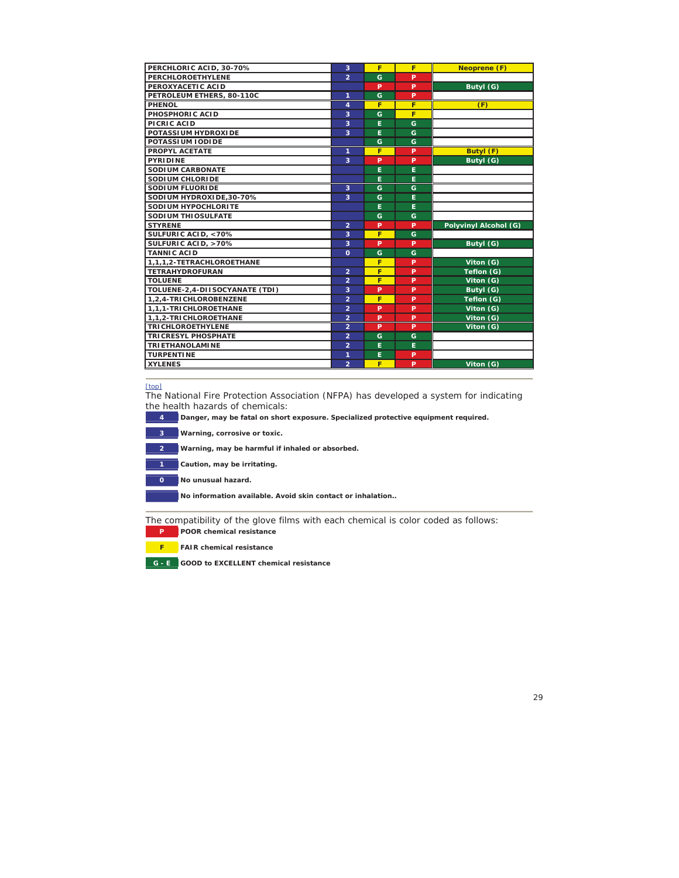| Chemical | NFPA | | | Alternative |
|---|---|---|---|---|
| PERCHLORIC ACID, 30-70% | 3 | F | F | Neoprene (F) |
| PERCHLOROETHYLENE | 2 | G | P | |
| PEROXYACETIC ACID | | P | P | Butyl (G) |
| PETROLEUM ETHERS, 80-110C | 1 | G | P | |
| PHENOL | 4 | F | F | (F) |
| PHOSPHORIC ACID | 3 | G | F | |
| PICRIC ACID | 3 | E | G | |
| POTASSIUM HYDROXIDE | 3 | E | G | |
| POTASSIUM IODIDE | | G | G | |
| PROPYL ACETATE | 1 | F | P | Butyl (F) |
| PYRIDINE | 3 | P | P | Butyl (G) |
| SODIUM CARBONATE | | E | E | |
| SODIUM CHLORIDE | | E | E | |
| SODIUM FLUORIDE | 3 | G | G | |
| SODIUM HYDROXIDE,30-70% | 3 | G | E | |
| SODIUM HYPOCHLORITE | | E | E | |
| SODIUM THIOSULFATE | | G | G | |
| STYRENE | 2 | P | P | Polyvinyl Alcohol (G) |
| SULFURIC ACID, <70% | 3 | F | G | |
| SULFURIC ACID, >70% | 3 | P | P | Butyl (G) |
| TANNIC ACID | 0 | G | G | |
| 1,1,1,2-TETRACHLOROETHANE | | F | P | Viton (G) |
| TETRAHYDROFURAN | 2 | F | P | Teflon (G) |
| TOLUENE | 2 | F | P | Viton (G) |
| TOLUENE-2,4-DIISOCYANATE (TDI) | 3 | P | P | Butyl (G) |
| 1,2,4-TRICHLOROBENZENE | 2 | F | P | Teflon (G) |
| 1,1,1-TRICHLOROETHANE | 2 | P | P | Viton (G) |
| 1,1,2-TRICHLOROETHANE | 2 | P | P | Viton (G) |
| TRICHLOROETHYLENE | 2 | P | P | Viton (G) |
| TRICRESYL PHOSPHATE | 2 | G | G | |
| TRIETHANOLAMINE | 2 | E | E | |
| TURPENTINE | 1 | E | P | |
| XYLENES | 2 | F | P | Viton (G) |

[top]

The National Fire Protection Association (NFPA) has developed a system for indicating the health hazards of chemicals:

| Rating | Meaning |
|---|---|
| 4 | **Danger, may be fatal on short exposure. Specialized protective equipment required.** |
| 3 | **Warning, corrosive or toxic.** |
| 2 | **Warning, may be harmful if inhaled or absorbed.** |
| 1 | **Caution, may be irritating.** |
| 0 | **No unusual hazard.** |
| | **No information available. Avoid skin contact or inhalation..** |

The compatibility of the glove films with each chemical is color coded as follows:

| Code | Meaning |
|---|---|
| P | **POOR chemical resistance** |
| F | **FAIR chemical resistance** |
| G - E | **GOOD to EXCELLENT chemical resistance** |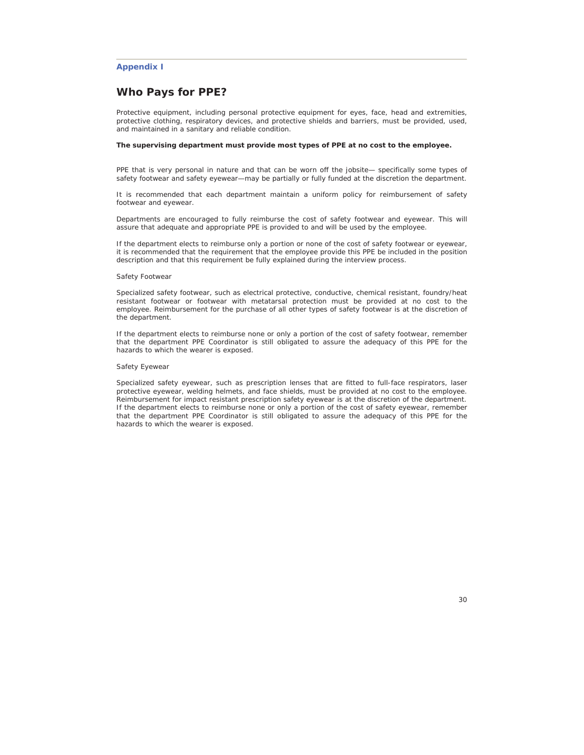**Appendix I**

# Who Pays for PPE?

Protective equipment, including personal protective equipment for eyes, face, head and extremities, protective clothing, respiratory devices, and protective shields and barriers, must be provided, used, and maintained in a sanitary and reliable condition.

**The supervising department must provide most types of PPE at no cost to the employee.**

PPE that is very personal in nature and that can be worn off the jobsite— specifically some types of safety footwear and safety eyewear—may be partially or fully funded at the discretion the department.

It is recommended that each department maintain a uniform policy for reimbursement of safety footwear and eyewear.

Departments are encouraged to fully reimburse the cost of safety footwear and eyewear. This will assure that adequate and appropriate PPE is provided to and will be used by the employee.

If the department elects to reimburse only a portion or none of the cost of safety footwear or eyewear, it is recommended that the requirement that the employee provide this PPE be included in the position description and that this requirement be fully explained during the interview process.

Safety Footwear

Specialized safety footwear, such as electrical protective, conductive, chemical resistant, foundry/heat resistant footwear or footwear with metatarsal protection must be provided at no cost to the employee. Reimbursement for the purchase of all other types of safety footwear is at the discretion of the department.

If the department elects to reimburse none or only a portion of the cost of safety footwear, remember that the department PPE Coordinator is still obligated to assure the adequacy of this PPE for the hazards to which the wearer is exposed.

Safety Eyewear

Specialized safety eyewear, such as prescription lenses that are fitted to full-face respirators, laser protective eyewear, welding helmets, and face shields, must be provided at no cost to the employee. Reimbursement for impact resistant prescription safety eyewear is at the discretion of the department. If the department elects to reimburse none or only a portion of the cost of safety eyewear, remember that the department PPE Coordinator is still obligated to assure the adequacy of this PPE for the hazards to which the wearer is exposed.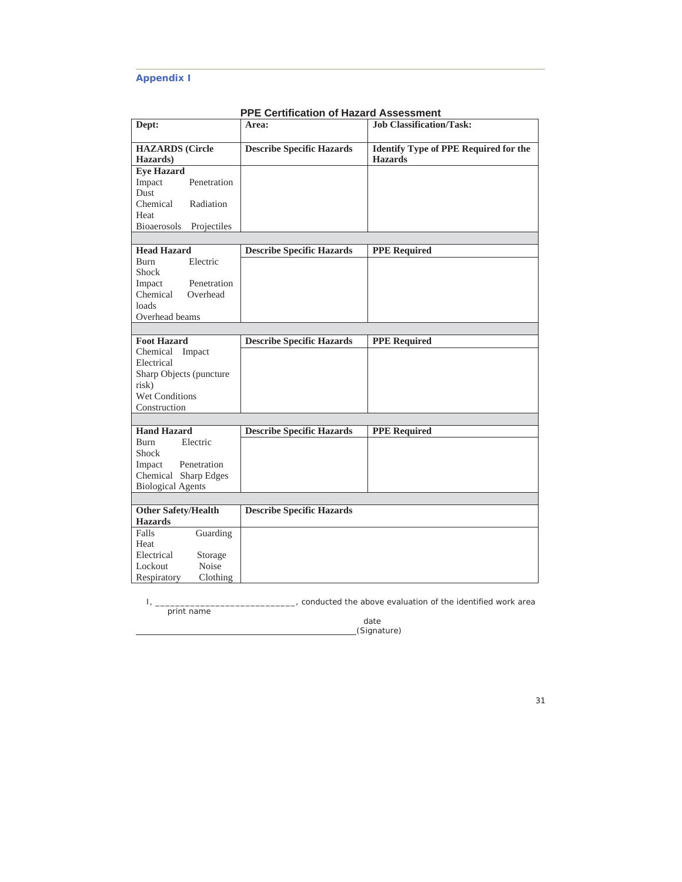## Appendix I

**PPE Certification of Hazard Assessment**

| | | |
|---|---|---|
| **Dept:** | **Area:** | **Job Classification/Task:** |
| **HAZARDS (Circle Hazards)** | **Describe Specific Hazards** | **Identify Type of PPE Required for the Hazards** |
| **Eye Hazard**<br>Impact Penetration<br>Dust<br>Chemical Radiation<br>Heat<br>Bioaerosols Projectiles | | |
| | | |
| **Head Hazard** | **Describe Specific Hazards** | **PPE Required** |
| Burn Electric Shock<br>Impact Penetration<br>Chemical Overhead loads<br>Overhead beams | | |
| | | |
| **Foot Hazard** | **Describe Specific Hazards** | **PPE Required** |
| Chemical Impact<br>Electrical<br>Sharp Objects (puncture risk)<br>Wet Conditions<br>Construction | | |
| | | |
| **Hand Hazard** | **Describe Specific Hazards** | **PPE Required** |
| Burn Electric Shock<br>Impact Penetration<br>Chemical Sharp Edges<br>Biological Agents | | |
| | | |
| **Other Safety/Health Hazards** | **Describe Specific Hazards** | |
| Falls Guarding<br>Heat<br>Electrical Storage<br>Lockout Noise<br>Respiratory Clothing | | |

I, ___________________________, conducted the above evaluation of the identified work area

print name

date

_______________________________________________(Signature)